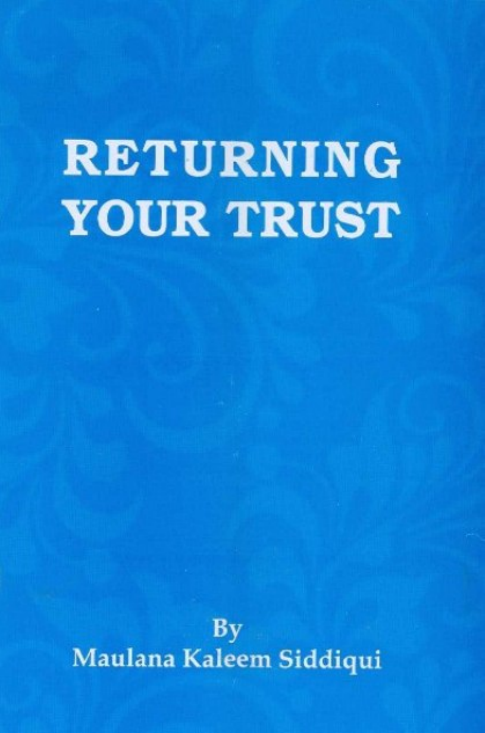# RETURNING YOUR TRUST

By

Maulana Kaleem Siddiqui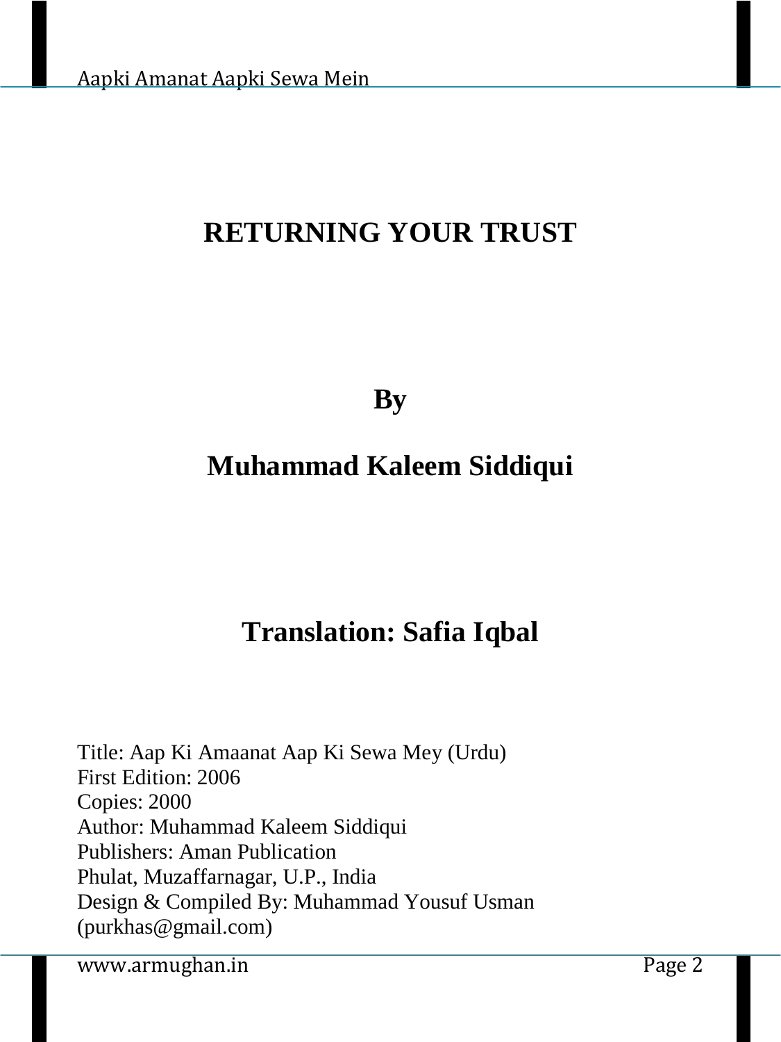# RETURNING YOUR TRUST

**By**

**Muhammad Kaleem Siddiqui**

**Translation: Safia Iqbal**

Title: Aap Ki Amaanat Aap Ki Sewa Mey (Urdu)
First Edition: 2006
Copies: 2000
Author: Muhammad Kaleem Siddiqui
Publishers: Aman Publication
Phulat, Muzaffarnagar, U.P., India
Design & Compiled By: Muhammad Yousuf Usman
(purkhas@gmail.com)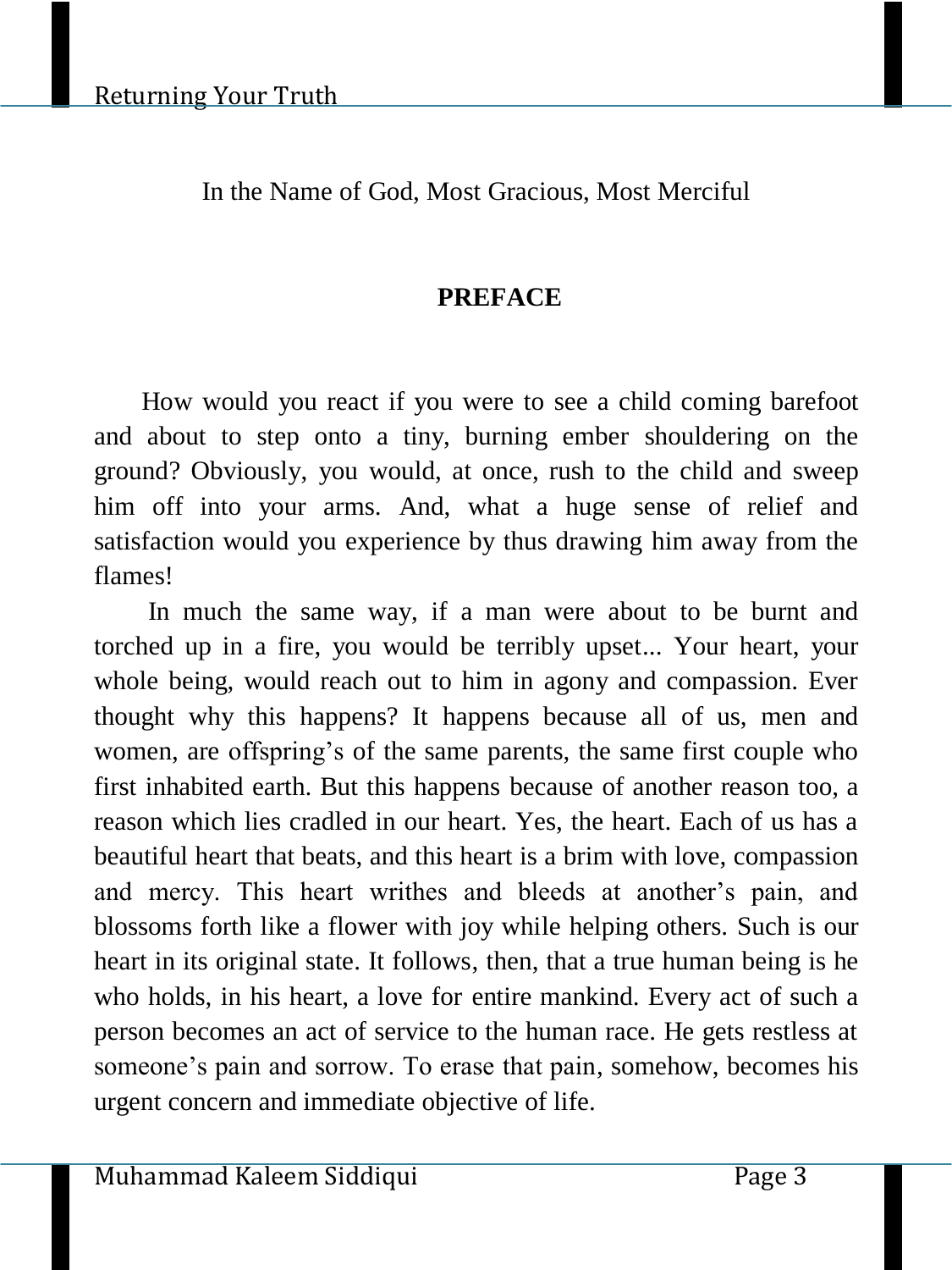In the Name of God, Most Gracious, Most Merciful

## PREFACE

How would you react if you were to see a child coming barefoot and about to step onto a tiny, burning ember shouldering on the ground? Obviously, you would, at once, rush to the child and sweep him off into your arms. And, what a huge sense of relief and satisfaction would you experience by thus drawing him away from the flames!

In much the same way, if a man were about to be burnt and torched up in a fire, you would be terribly upset... Your heart, your whole being, would reach out to him in agony and compassion. Ever thought why this happens? It happens because all of us, men and women, are offspring's of the same parents, the same first couple who first inhabited earth. But this happens because of another reason too, a reason which lies cradled in our heart. Yes, the heart. Each of us has a beautiful heart that beats, and this heart is a brim with love, compassion and mercy. This heart writhes and bleeds at another's pain, and blossoms forth like a flower with joy while helping others. Such is our heart in its original state. It follows, then, that a true human being is he who holds, in his heart, a love for entire mankind. Every act of such a person becomes an act of service to the human race. He gets restless at someone's pain and sorrow. To erase that pain, somehow, becomes his urgent concern and immediate objective of life.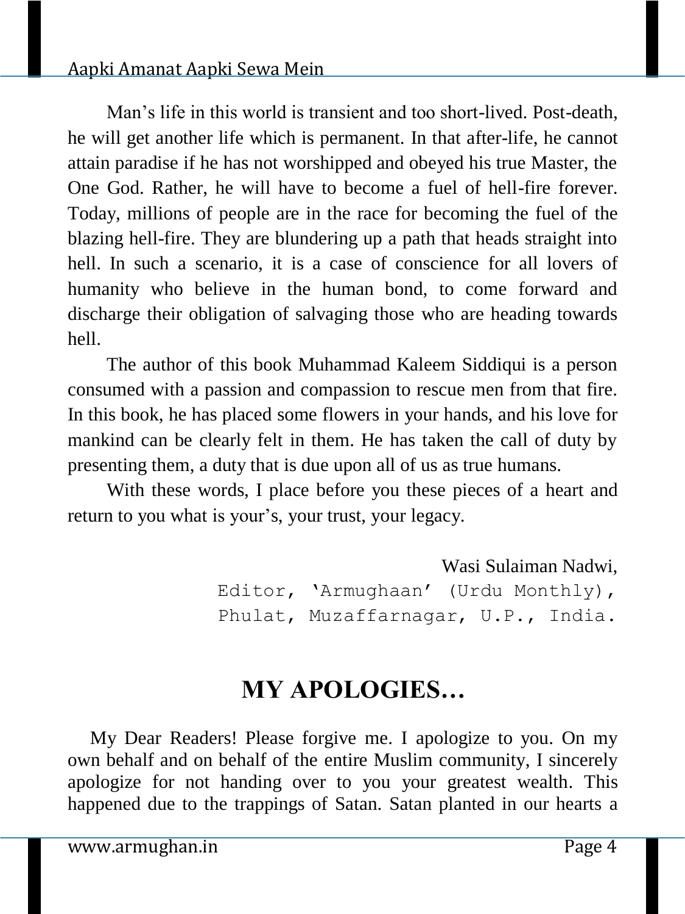Man's life in this world is transient and too short-lived. Post-death, he will get another life which is permanent. In that after-life, he cannot attain paradise if he has not worshipped and obeyed his true Master, the One God. Rather, he will have to become a fuel of hell-fire forever. Today, millions of people are in the race for becoming the fuel of the blazing hell-fire. They are blundering up a path that heads straight into hell. In such a scenario, it is a case of conscience for all lovers of humanity who believe in the human bond, to come forward and discharge their obligation of salvaging those who are heading towards hell.

The author of this book Muhammad Kaleem Siddiqui is a person consumed with a passion and compassion to rescue men from that fire. In this book, he has placed some flowers in your hands, and his love for mankind can be clearly felt in them. He has taken the call of duty by presenting them, a duty that is due upon all of us as true humans.

With these words, I place before you these pieces of a heart and return to you what is your's, your trust, your legacy.

Wasi Sulaiman Nadwi,
Editor, 'Armughaan' (Urdu Monthly),
Phulat, Muzaffarnagar, U.P., India.

# MY APOLOGIES…

My Dear Readers! Please forgive me. I apologize to you. On my own behalf and on behalf of the entire Muslim community, I sincerely apologize for not handing over to you your greatest wealth. This happened due to the trappings of Satan. Satan planted in our hearts a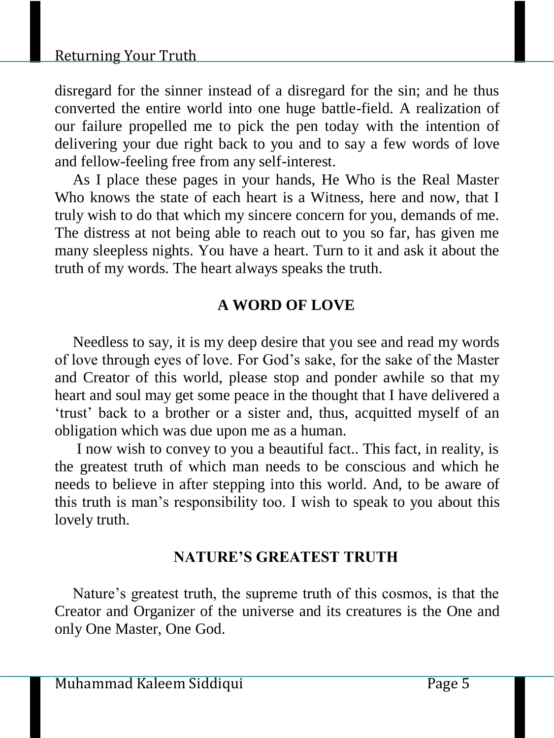disregard for the sinner instead of a disregard for the sin; and he thus converted the entire world into one huge battle-field. A realization of our failure propelled me to pick the pen today with the intention of delivering your due right back to you and to say a few words of love and fellow-feeling free from any self-interest.

As I place these pages in your hands, He Who is the Real Master Who knows the state of each heart is a Witness, here and now, that I truly wish to do that which my sincere concern for you, demands of me. The distress at not being able to reach out to you so far, has given me many sleepless nights. You have a heart. Turn to it and ask it about the truth of my words. The heart always speaks the truth.

## A WORD OF LOVE

Needless to say, it is my deep desire that you see and read my words of love through eyes of love. For God's sake, for the sake of the Master and Creator of this world, please stop and ponder awhile so that my heart and soul may get some peace in the thought that I have delivered a 'trust' back to a brother or a sister and, thus, acquitted myself of an obligation which was due upon me as a human.

I now wish to convey to you a beautiful fact.. This fact, in reality, is the greatest truth of which man needs to be conscious and which he needs to believe in after stepping into this world. And, to be aware of this truth is man's responsibility too. I wish to speak to you about this lovely truth.

## NATURE'S GREATEST TRUTH

Nature's greatest truth, the supreme truth of this cosmos, is that the Creator and Organizer of the universe and its creatures is the One and only One Master, One God.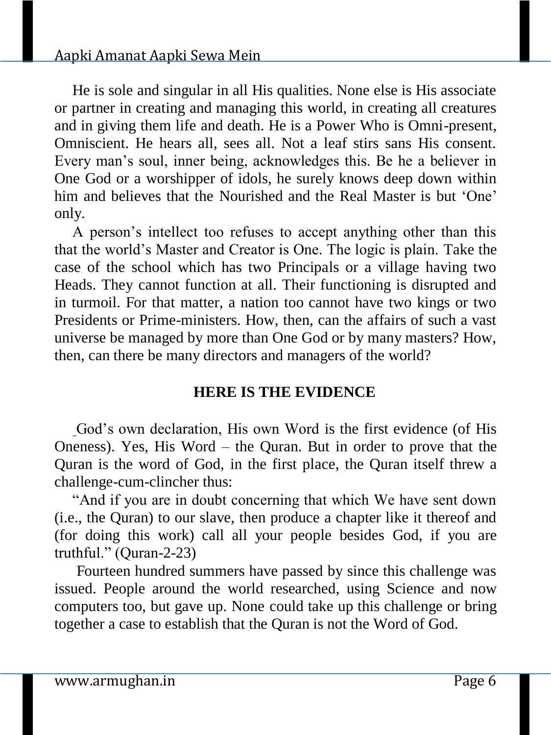He is sole and singular in all His qualities. None else is His associate or partner in creating and managing this world, in creating all creatures and in giving them life and death. He is a Power Who is Omni-present, Omniscient. He hears all, sees all. Not a leaf stirs sans His consent. Every man's soul, inner being, acknowledges this. Be he a believer in One God or a worshipper of idols, he surely knows deep down within him and believes that the Nourished and the Real Master is but 'One' only.

A person's intellect too refuses to accept anything other than this that the world's Master and Creator is One. The logic is plain. Take the case of the school which has two Principals or a village having two Heads. They cannot function at all. Their functioning is disrupted and in turmoil. For that matter, a nation too cannot have two kings or two Presidents or Prime-ministers. How, then, can the affairs of such a vast universe be managed by more than One God or by many masters? How, then, can there be many directors and managers of the world?

## HERE IS THE EVIDENCE

God's own declaration, His own Word is the first evidence (of His Oneness). Yes, His Word – the Quran. But in order to prove that the Quran is the word of God, in the first place, the Quran itself threw a challenge-cum-clincher thus:

"And if you are in doubt concerning that which We have sent down (i.e., the Quran) to our slave, then produce a chapter like it thereof and (for doing this work) call all your people besides God, if you are truthful." (Quran-2-23)

Fourteen hundred summers have passed by since this challenge was issued. People around the world researched, using Science and now computers too, but gave up. None could take up this challenge or bring together a case to establish that the Quran is not the Word of God.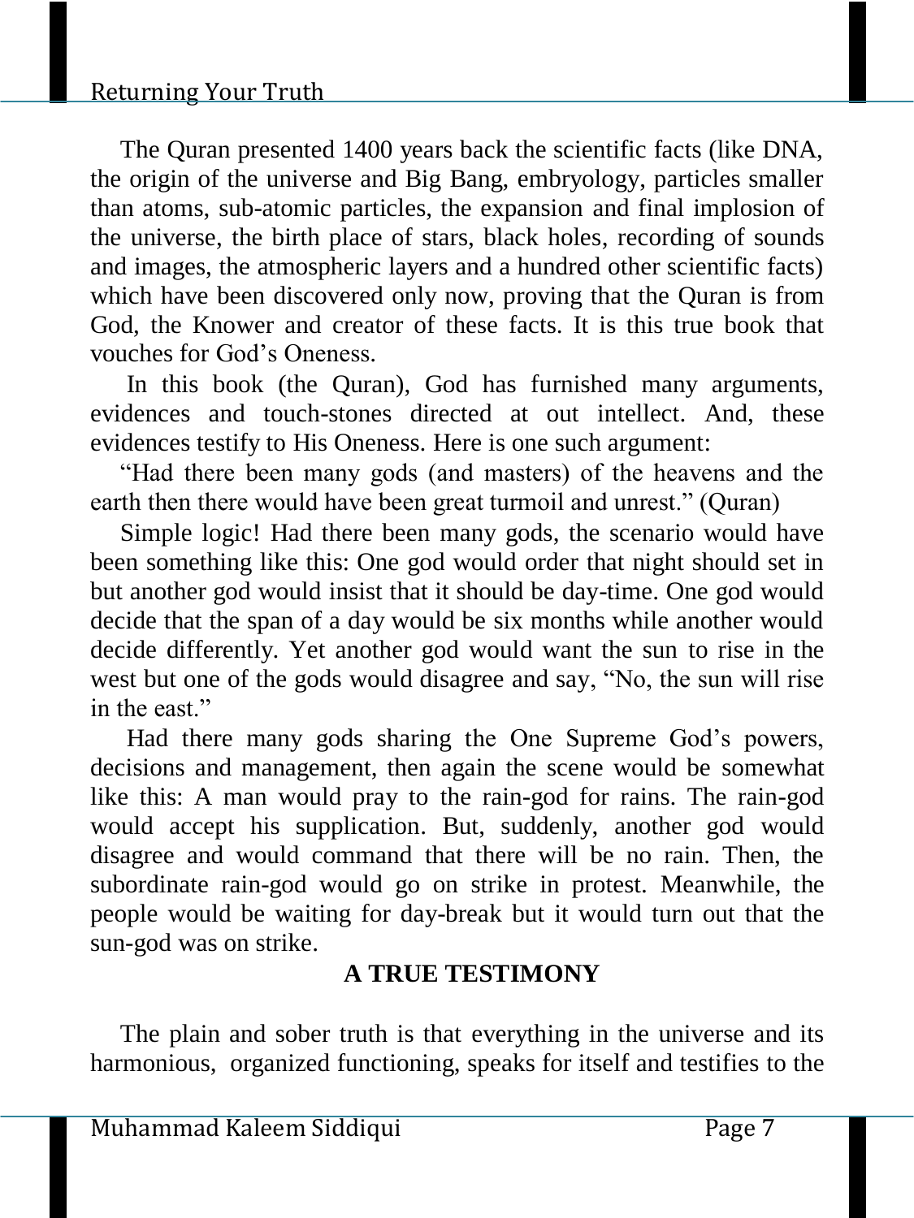The Quran presented 1400 years back the scientific facts (like DNA, the origin of the universe and Big Bang, embryology, particles smaller than atoms, sub-atomic particles, the expansion and final implosion of the universe, the birth place of stars, black holes, recording of sounds and images, the atmospheric layers and a hundred other scientific facts) which have been discovered only now, proving that the Quran is from God, the Knower and creator of these facts. It is this true book that vouches for God's Oneness.

In this book (the Quran), God has furnished many arguments, evidences and touch-stones directed at out intellect. And, these evidences testify to His Oneness. Here is one such argument:

"Had there been many gods (and masters) of the heavens and the earth then there would have been great turmoil and unrest." (Quran)

Simple logic! Had there been many gods, the scenario would have been something like this: One god would order that night should set in but another god would insist that it should be day-time. One god would decide that the span of a day would be six months while another would decide differently. Yet another god would want the sun to rise in the west but one of the gods would disagree and say, "No, the sun will rise in the east."

Had there many gods sharing the One Supreme God's powers, decisions and management, then again the scene would be somewhat like this: A man would pray to the rain-god for rains. The rain-god would accept his supplication. But, suddenly, another god would disagree and would command that there will be no rain. Then, the subordinate rain-god would go on strike in protest. Meanwhile, the people would be waiting for day-break but it would turn out that the sun-god was on strike.

## A TRUE TESTIMONY

The plain and sober truth is that everything in the universe and its harmonious, organized functioning, speaks for itself and testifies to the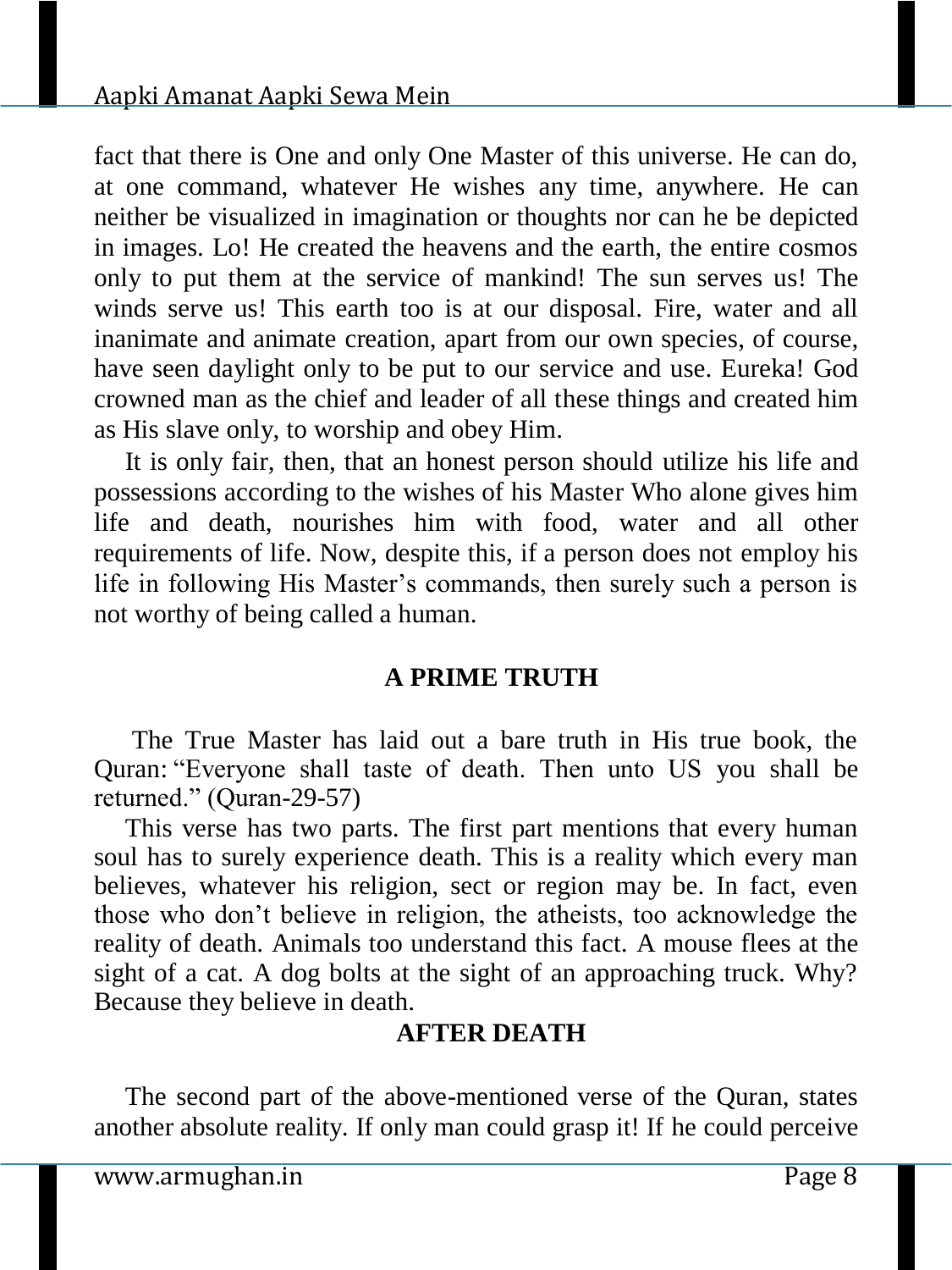fact that there is One and only One Master of this universe. He can do, at one command, whatever He wishes any time, anywhere. He can neither be visualized in imagination or thoughts nor can he be depicted in images. Lo! He created the heavens and the earth, the entire cosmos only to put them at the service of mankind! The sun serves us! The winds serve us! This earth too is at our disposal. Fire, water and all inanimate and animate creation, apart from our own species, of course, have seen daylight only to be put to our service and use. Eureka! God crowned man as the chief and leader of all these things and created him as His slave only, to worship and obey Him.

It is only fair, then, that an honest person should utilize his life and possessions according to the wishes of his Master Who alone gives him life and death, nourishes him with food, water and all other requirements of life. Now, despite this, if a person does not employ his life in following His Master's commands, then surely such a person is not worthy of being called a human.

## A PRIME TRUTH

The True Master has laid out a bare truth in His true book, the Quran: "Everyone shall taste of death. Then unto US you shall be returned." (Quran-29-57)

This verse has two parts. The first part mentions that every human soul has to surely experience death. This is a reality which every man believes, whatever his religion, sect or region may be. In fact, even those who don't believe in religion, the atheists, too acknowledge the reality of death. Animals too understand this fact. A mouse flees at the sight of a cat. A dog bolts at the sight of an approaching truck. Why? Because they believe in death.

## AFTER DEATH

The second part of the above-mentioned verse of the Quran, states another absolute reality. If only man could grasp it! If he could perceive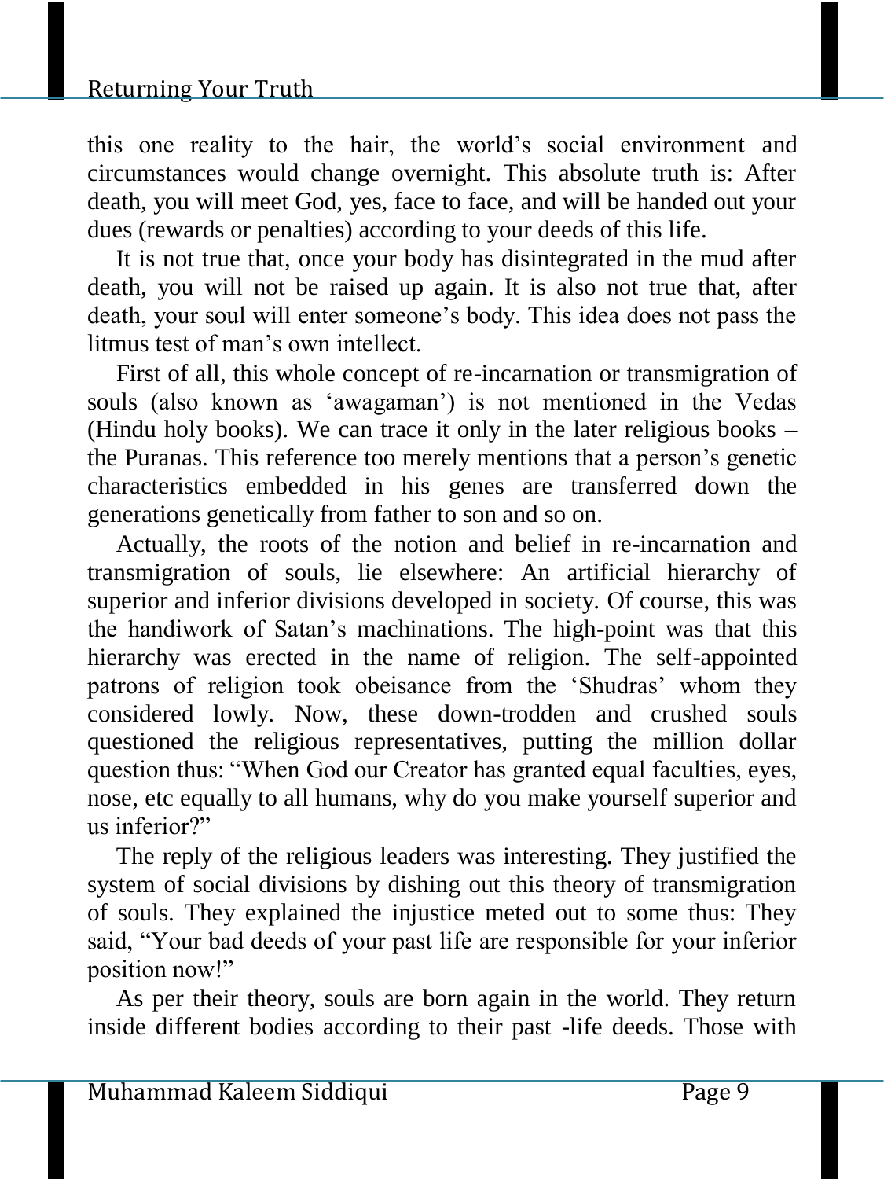this one reality to the hair, the world's social environment and circumstances would change overnight. This absolute truth is: After death, you will meet God, yes, face to face, and will be handed out your dues (rewards or penalties) according to your deeds of this life.

It is not true that, once your body has disintegrated in the mud after death, you will not be raised up again. It is also not true that, after death, your soul will enter someone's body. This idea does not pass the litmus test of man's own intellect.

First of all, this whole concept of re-incarnation or transmigration of souls (also known as 'awagaman') is not mentioned in the Vedas (Hindu holy books). We can trace it only in the later religious books – the Puranas. This reference too merely mentions that a person's genetic characteristics embedded in his genes are transferred down the generations genetically from father to son and so on.

Actually, the roots of the notion and belief in re-incarnation and transmigration of souls, lie elsewhere: An artificial hierarchy of superior and inferior divisions developed in society. Of course, this was the handiwork of Satan's machinations. The high-point was that this hierarchy was erected in the name of religion. The self-appointed patrons of religion took obeisance from the 'Shudras' whom they considered lowly. Now, these down-trodden and crushed souls questioned the religious representatives, putting the million dollar question thus: "When God our Creator has granted equal faculties, eyes, nose, etc equally to all humans, why do you make yourself superior and us inferior?"

The reply of the religious leaders was interesting. They justified the system of social divisions by dishing out this theory of transmigration of souls. They explained the injustice meted out to some thus: They said, "Your bad deeds of your past life are responsible for your inferior position now!"

As per their theory, souls are born again in the world. They return inside different bodies according to their past -life deeds. Those with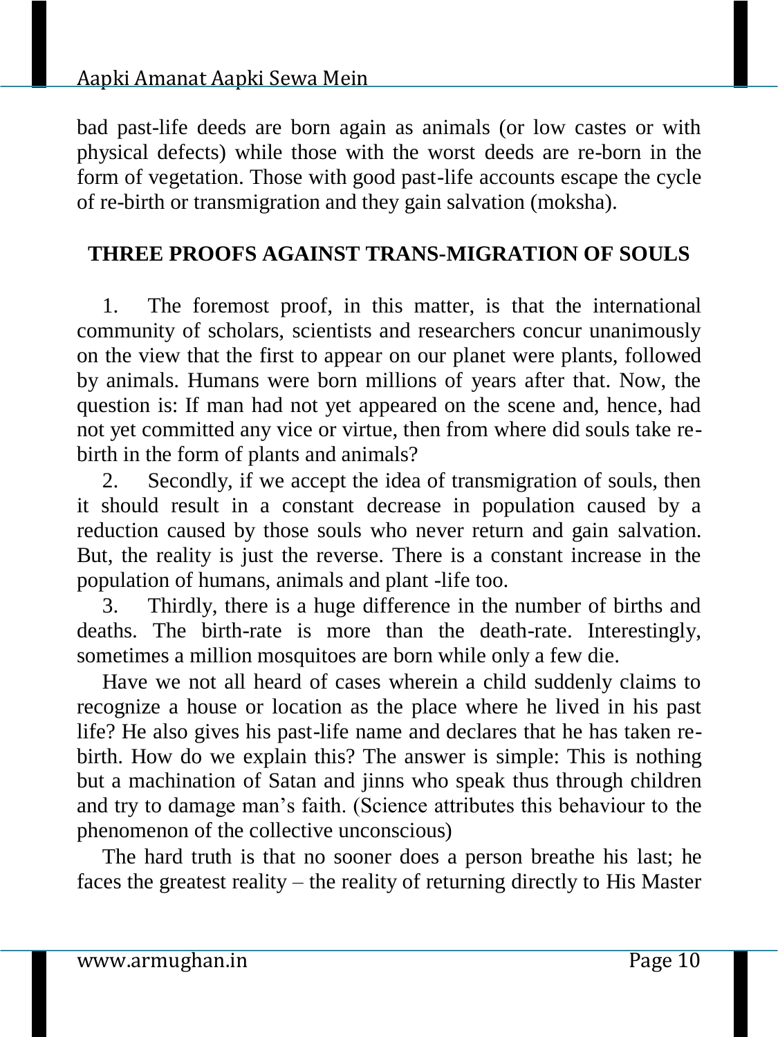bad past-life deeds are born again as animals (or low castes or with physical defects) while those with the worst deeds are re-born in the form of vegetation. Those with good past-life accounts escape the cycle of re-birth or transmigration and they gain salvation (moksha).

## THREE PROOFS AGAINST TRANS-MIGRATION OF SOULS

1. The foremost proof, in this matter, is that the international community of scholars, scientists and researchers concur unanimously on the view that the first to appear on our planet were plants, followed by animals. Humans were born millions of years after that. Now, the question is: If man had not yet appeared on the scene and, hence, had not yet committed any vice or virtue, then from where did souls take re-birth in the form of plants and animals?
2. Secondly, if we accept the idea of transmigration of souls, then it should result in a constant decrease in population caused by a reduction caused by those souls who never return and gain salvation. But, the reality is just the reverse. There is a constant increase in the population of humans, animals and plant -life too.
3. Thirdly, there is a huge difference in the number of births and deaths. The birth-rate is more than the death-rate. Interestingly, sometimes a million mosquitoes are born while only a few die.

Have we not all heard of cases wherein a child suddenly claims to recognize a house or location as the place where he lived in his past life? He also gives his past-life name and declares that he has taken re-birth. How do we explain this? The answer is simple: This is nothing but a machination of Satan and jinns who speak thus through children and try to damage man's faith. (Science attributes this behaviour to the phenomenon of the collective unconscious)

The hard truth is that no sooner does a person breathe his last; he faces the greatest reality – the reality of returning directly to His Master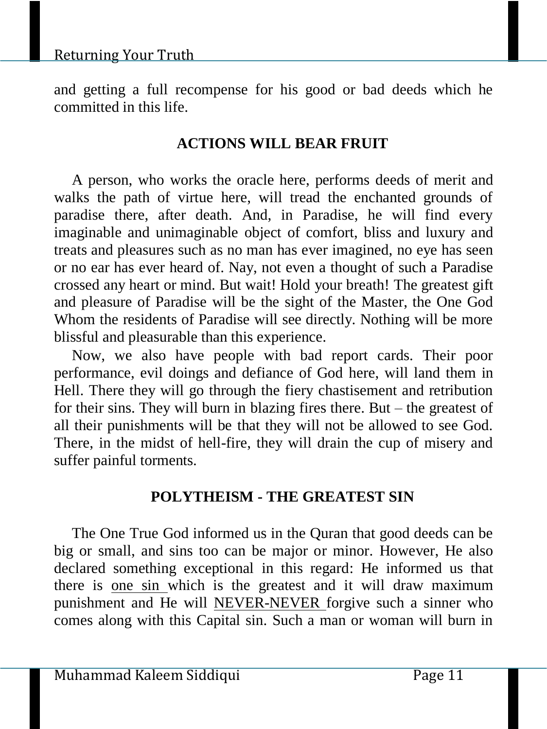and getting a full recompense for his good or bad deeds which he committed in this life.

## ACTIONS WILL BEAR FRUIT

A person, who works the oracle here, performs deeds of merit and walks the path of virtue here, will tread the enchanted grounds of paradise there, after death. And, in Paradise, he will find every imaginable and unimaginable object of comfort, bliss and luxury and treats and pleasures such as no man has ever imagined, no eye has seen or no ear has ever heard of. Nay, not even a thought of such a Paradise crossed any heart or mind. But wait! Hold your breath! The greatest gift and pleasure of Paradise will be the sight of the Master, the One God Whom the residents of Paradise will see directly. Nothing will be more blissful and pleasurable than this experience.

Now, we also have people with bad report cards. Their poor performance, evil doings and defiance of God here, will land them in Hell. There they will go through the fiery chastisement and retribution for their sins. They will burn in blazing fires there. But – the greatest of all their punishments will be that they will not be allowed to see God. There, in the midst of hell-fire, they will drain the cup of misery and suffer painful torments.

## POLYTHEISM - THE GREATEST SIN

The One True God informed us in the Quran that good deeds can be big or small, and sins too can be major or minor. However, He also declared something exceptional in this regard: He informed us that there is <u>one sin</u> which is the greatest and it will draw maximum punishment and He will <u>NEVER-NEVER</u> forgive such a sinner who comes along with this Capital sin. Such a man or woman will burn in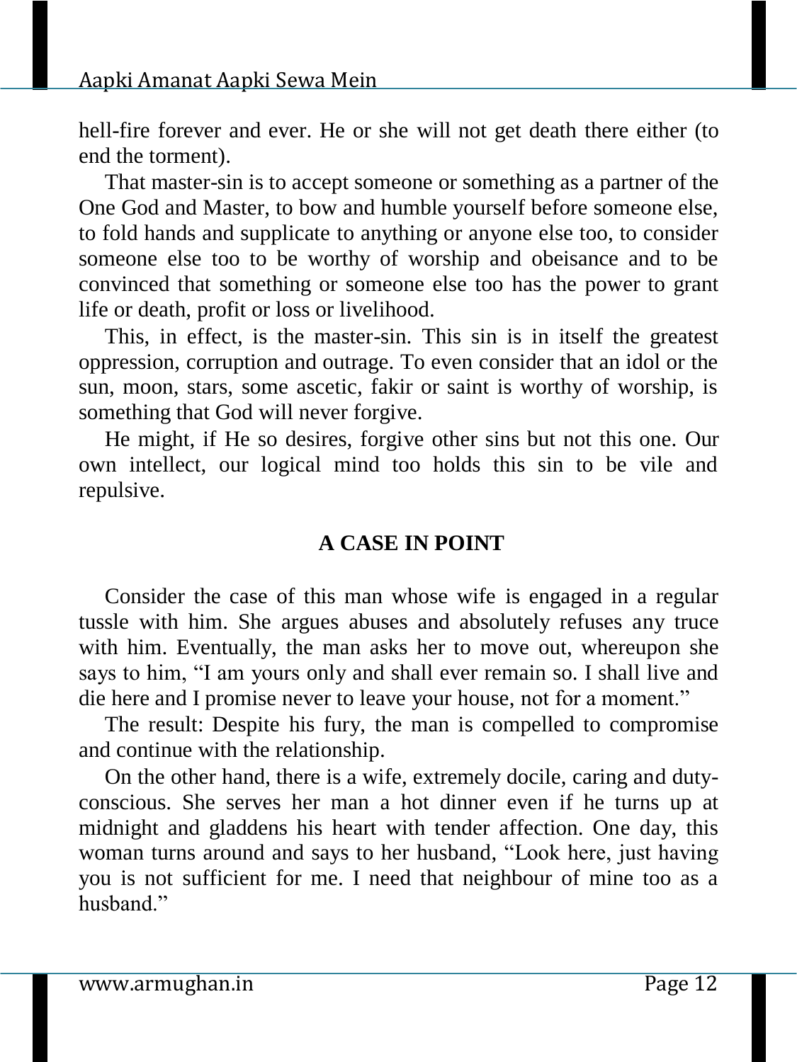hell-fire forever and ever. He or she will not get death there either (to end the torment).

That master-sin is to accept someone or something as a partner of the One God and Master, to bow and humble yourself before someone else, to fold hands and supplicate to anything or anyone else too, to consider someone else too to be worthy of worship and obeisance and to be convinced that something or someone else too has the power to grant life or death, profit or loss or livelihood.

This, in effect, is the master-sin. This sin is in itself the greatest oppression, corruption and outrage. To even consider that an idol or the sun, moon, stars, some ascetic, fakir or saint is worthy of worship, is something that God will never forgive.

He might, if He so desires, forgive other sins but not this one. Our own intellect, our logical mind too holds this sin to be vile and repulsive.

## A CASE IN POINT

Consider the case of this man whose wife is engaged in a regular tussle with him. She argues abuses and absolutely refuses any truce with him. Eventually, the man asks her to move out, whereupon she says to him, "I am yours only and shall ever remain so. I shall live and die here and I promise never to leave your house, not for a moment."

The result: Despite his fury, the man is compelled to compromise and continue with the relationship.

On the other hand, there is a wife, extremely docile, caring and duty-conscious. She serves her man a hot dinner even if he turns up at midnight and gladdens his heart with tender affection. One day, this woman turns around and says to her husband, "Look here, just having you is not sufficient for me. I need that neighbour of mine too as a husband."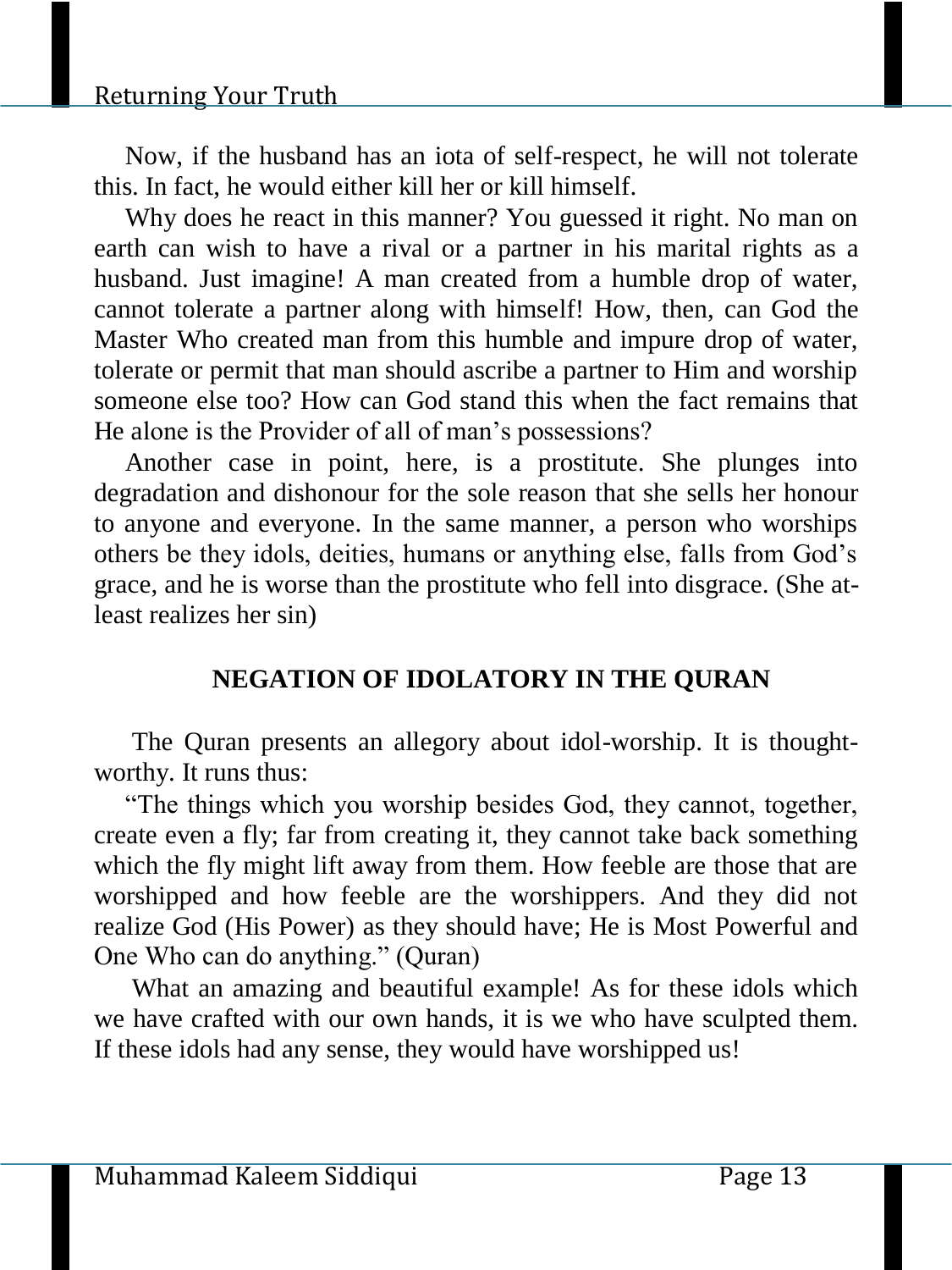Now, if the husband has an iota of self-respect, he will not tolerate this. In fact, he would either kill her or kill himself.

Why does he react in this manner? You guessed it right. No man on earth can wish to have a rival or a partner in his marital rights as a husband. Just imagine! A man created from a humble drop of water, cannot tolerate a partner along with himself! How, then, can God the Master Who created man from this humble and impure drop of water, tolerate or permit that man should ascribe a partner to Him and worship someone else too? How can God stand this when the fact remains that He alone is the Provider of all of man's possessions?

Another case in point, here, is a prostitute. She plunges into degradation and dishonour for the sole reason that she sells her honour to anyone and everyone. In the same manner, a person who worships others be they idols, deities, humans or anything else, falls from God's grace, and he is worse than the prostitute who fell into disgrace. (She at-least realizes her sin)

## NEGATION OF IDOLATORY IN THE QURAN

The Quran presents an allegory about idol-worship. It is thought-worthy. It runs thus:

"The things which you worship besides God, they cannot, together, create even a fly; far from creating it, they cannot take back something which the fly might lift away from them. How feeble are those that are worshipped and how feeble are the worshippers. And they did not realize God (His Power) as they should have; He is Most Powerful and One Who can do anything." (Quran)

What an amazing and beautiful example! As for these idols which we have crafted with our own hands, it is we who have sculpted them. If these idols had any sense, they would have worshipped us!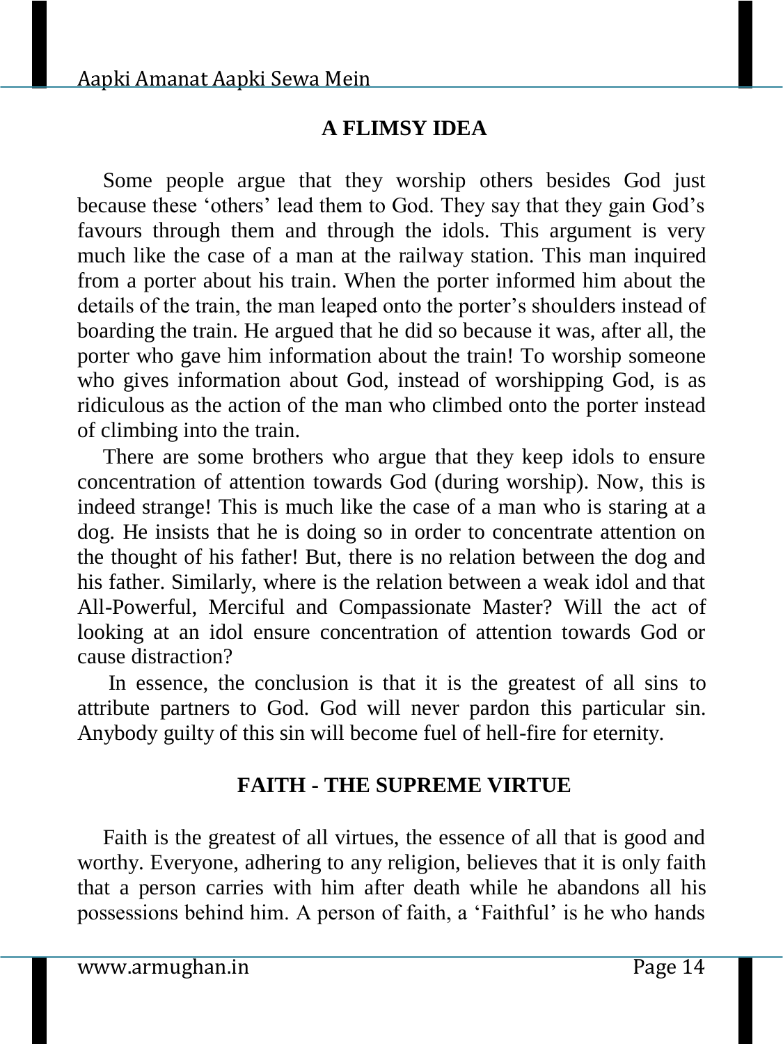## A FLIMSY IDEA

Some people argue that they worship others besides God just because these 'others' lead them to God. They say that they gain God's favours through them and through the idols. This argument is very much like the case of a man at the railway station. This man inquired from a porter about his train. When the porter informed him about the details of the train, the man leaped onto the porter's shoulders instead of boarding the train. He argued that he did so because it was, after all, the porter who gave him information about the train! To worship someone who gives information about God, instead of worshipping God, is as ridiculous as the action of the man who climbed onto the porter instead of climbing into the train.

There are some brothers who argue that they keep idols to ensure concentration of attention towards God (during worship). Now, this is indeed strange! This is much like the case of a man who is staring at a dog. He insists that he is doing so in order to concentrate attention on the thought of his father! But, there is no relation between the dog and his father. Similarly, where is the relation between a weak idol and that All-Powerful, Merciful and Compassionate Master? Will the act of looking at an idol ensure concentration of attention towards God or cause distraction?

In essence, the conclusion is that it is the greatest of all sins to attribute partners to God. God will never pardon this particular sin. Anybody guilty of this sin will become fuel of hell-fire for eternity.

## FAITH - THE SUPREME VIRTUE

Faith is the greatest of all virtues, the essence of all that is good and worthy. Everyone, adhering to any religion, believes that it is only faith that a person carries with him after death while he abandons all his possessions behind him. A person of faith, a 'Faithful' is he who hands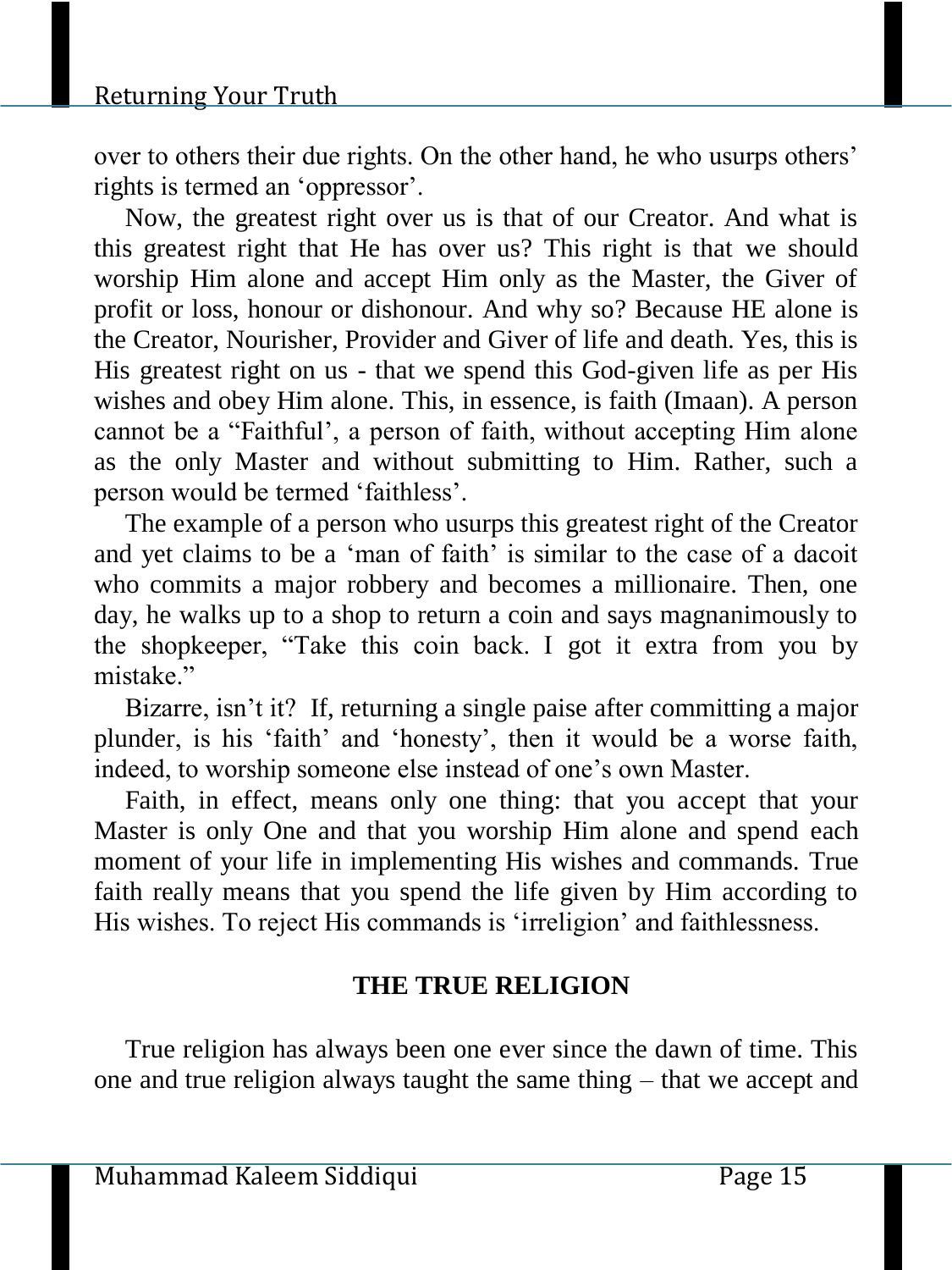over to others their due rights. On the other hand, he who usurps others' rights is termed an 'oppressor'.

Now, the greatest right over us is that of our Creator. And what is this greatest right that He has over us? This right is that we should worship Him alone and accept Him only as the Master, the Giver of profit or loss, honour or dishonour. And why so? Because HE alone is the Creator, Nourisher, Provider and Giver of life and death. Yes, this is His greatest right on us - that we spend this God-given life as per His wishes and obey Him alone. This, in essence, is faith (Imaan). A person cannot be a "Faithful', a person of faith, without accepting Him alone as the only Master and without submitting to Him. Rather, such a person would be termed 'faithless'.

The example of a person who usurps this greatest right of the Creator and yet claims to be a 'man of faith' is similar to the case of a dacoit who commits a major robbery and becomes a millionaire. Then, one day, he walks up to a shop to return a coin and says magnanimously to the shopkeeper, "Take this coin back. I got it extra from you by mistake."

Bizarre, isn't it? If, returning a single paise after committing a major plunder, is his 'faith' and 'honesty', then it would be a worse faith, indeed, to worship someone else instead of one's own Master.

Faith, in effect, means only one thing: that you accept that your Master is only One and that you worship Him alone and spend each moment of your life in implementing His wishes and commands. True faith really means that you spend the life given by Him according to His wishes. To reject His commands is 'irreligion' and faithlessness.

## THE TRUE RELIGION

True religion has always been one ever since the dawn of time. This one and true religion always taught the same thing – that we accept and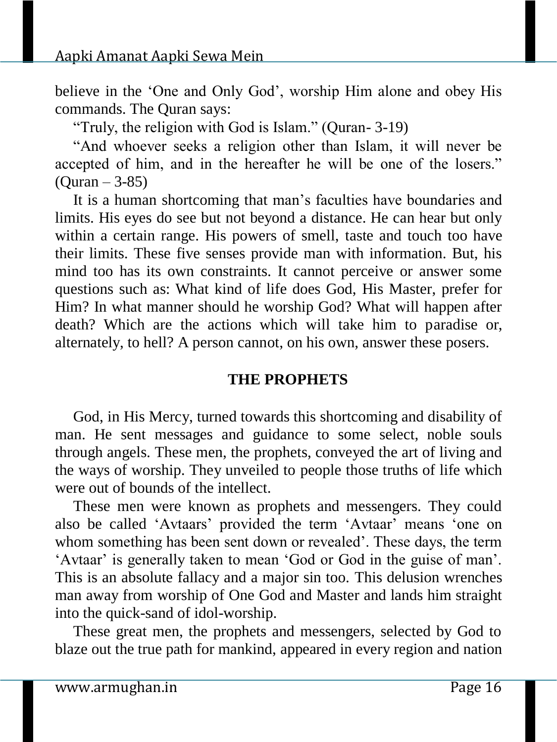believe in the 'One and Only God', worship Him alone and obey His commands. The Quran says:

"Truly, the religion with God is Islam." (Quran- 3-19)

"And whoever seeks a religion other than Islam, it will never be accepted of him, and in the hereafter he will be one of the losers." (Quran – 3-85)

It is a human shortcoming that man's faculties have boundaries and limits. His eyes do see but not beyond a distance. He can hear but only within a certain range. His powers of smell, taste and touch too have their limits. These five senses provide man with information. But, his mind too has its own constraints. It cannot perceive or answer some questions such as: What kind of life does God, His Master, prefer for Him? In what manner should he worship God? What will happen after death? Which are the actions which will take him to paradise or, alternately, to hell? A person cannot, on his own, answer these posers.

## THE PROPHETS

God, in His Mercy, turned towards this shortcoming and disability of man. He sent messages and guidance to some select, noble souls through angels. These men, the prophets, conveyed the art of living and the ways of worship. They unveiled to people those truths of life which were out of bounds of the intellect.

These men were known as prophets and messengers. They could also be called 'Avtaars' provided the term 'Avtaar' means 'one on whom something has been sent down or revealed'. These days, the term 'Avtaar' is generally taken to mean 'God or God in the guise of man'. This is an absolute fallacy and a major sin too. This delusion wrenches man away from worship of One God and Master and lands him straight into the quick-sand of idol-worship.

These great men, the prophets and messengers, selected by God to blaze out the true path for mankind, appeared in every region and nation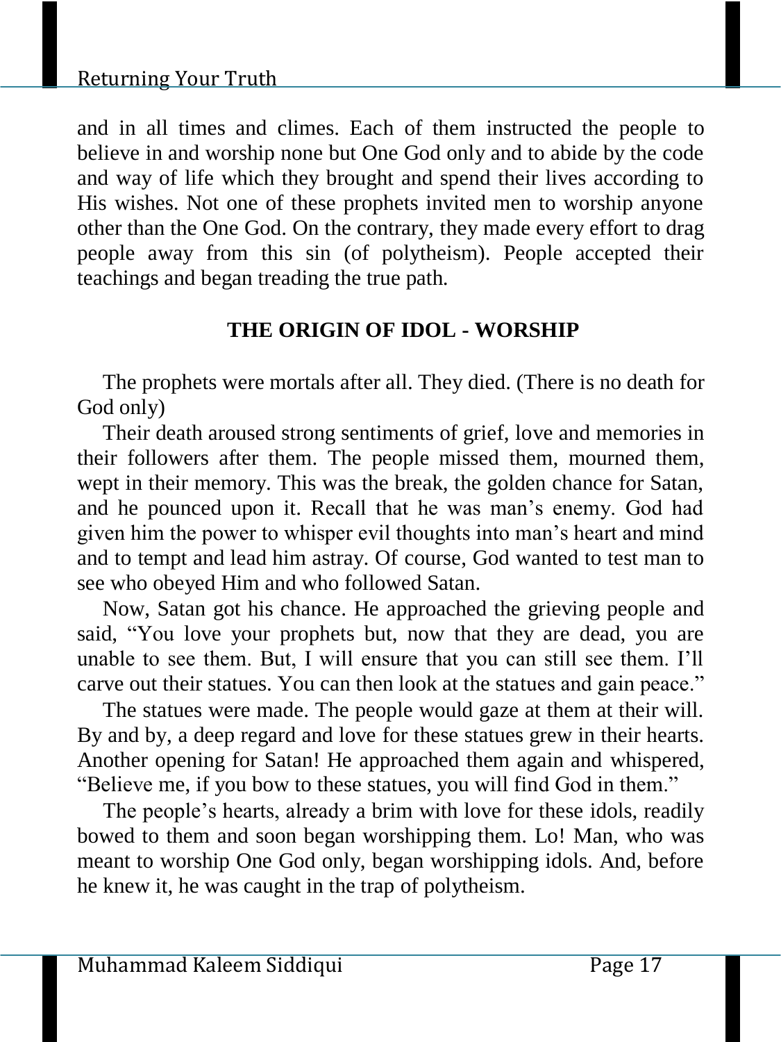and in all times and climes. Each of them instructed the people to believe in and worship none but One God only and to abide by the code and way of life which they brought and spend their lives according to His wishes. Not one of these prophets invited men to worship anyone other than the One God. On the contrary, they made every effort to drag people away from this sin (of polytheism). People accepted their teachings and began treading the true path.

## THE ORIGIN OF IDOL - WORSHIP

The prophets were mortals after all. They died. (There is no death for God only)

Their death aroused strong sentiments of grief, love and memories in their followers after them. The people missed them, mourned them, wept in their memory. This was the break, the golden chance for Satan, and he pounced upon it. Recall that he was man's enemy. God had given him the power to whisper evil thoughts into man's heart and mind and to tempt and lead him astray. Of course, God wanted to test man to see who obeyed Him and who followed Satan.

Now, Satan got his chance. He approached the grieving people and said, "You love your prophets but, now that they are dead, you are unable to see them. But, I will ensure that you can still see them. I'll carve out their statues. You can then look at the statues and gain peace."

The statues were made. The people would gaze at them at their will. By and by, a deep regard and love for these statues grew in their hearts. Another opening for Satan! He approached them again and whispered, "Believe me, if you bow to these statues, you will find God in them."

The people's hearts, already a brim with love for these idols, readily bowed to them and soon began worshipping them. Lo! Man, who was meant to worship One God only, began worshipping idols. And, before he knew it, he was caught in the trap of polytheism.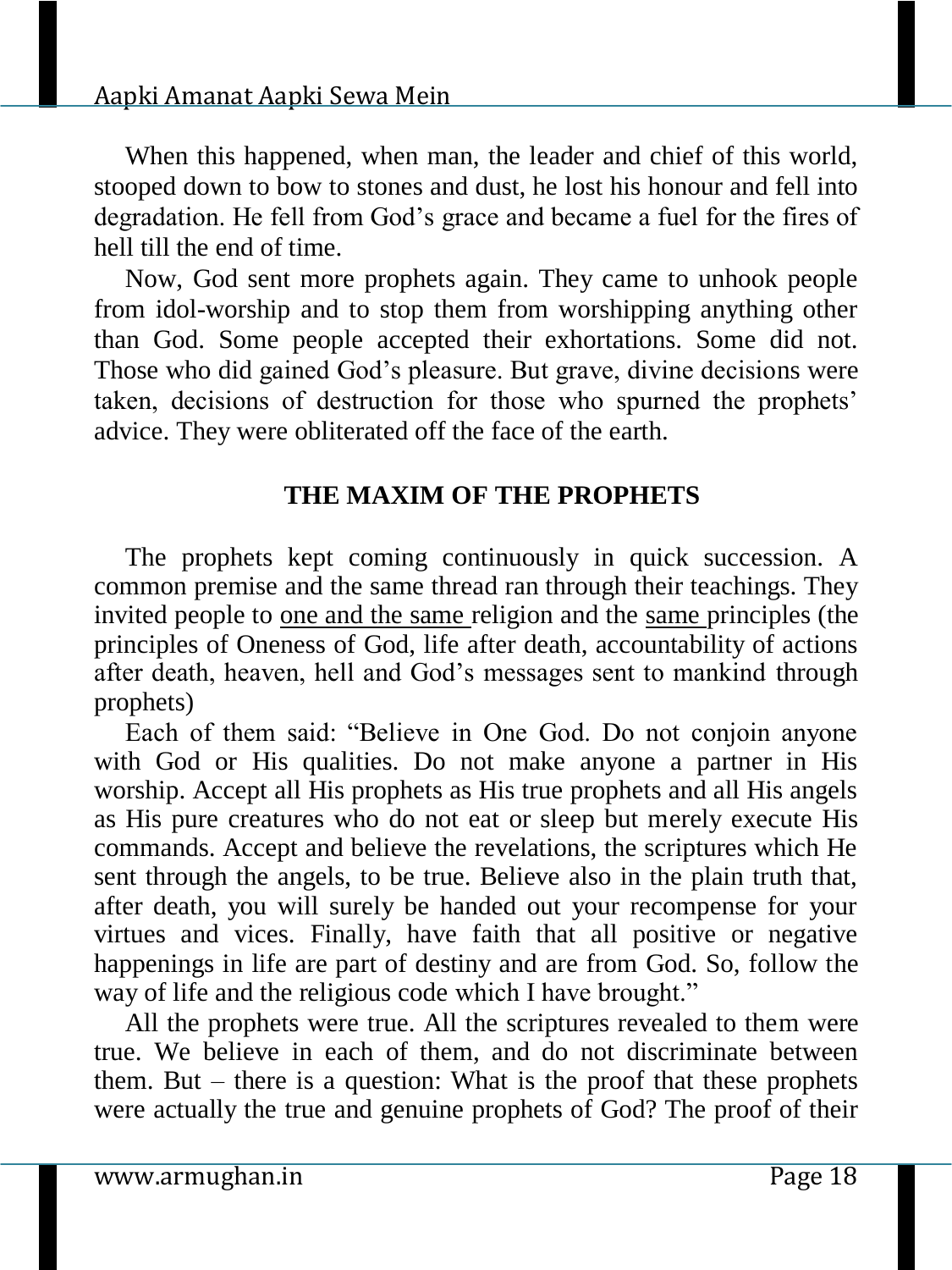When this happened, when man, the leader and chief of this world, stooped down to bow to stones and dust, he lost his honour and fell into degradation. He fell from God's grace and became a fuel for the fires of hell till the end of time.

Now, God sent more prophets again. They came to unhook people from idol-worship and to stop them from worshipping anything other than God. Some people accepted their exhortations. Some did not. Those who did gained God's pleasure. But grave, divine decisions were taken, decisions of destruction for those who spurned the prophets' advice. They were obliterated off the face of the earth.

## THE MAXIM OF THE PROPHETS

The prophets kept coming continuously in quick succession. A common premise and the same thread ran through their teachings. They invited people to <u>one and the same</u> religion and the <u>same</u> principles (the principles of Oneness of God, life after death, accountability of actions after death, heaven, hell and God's messages sent to mankind through prophets)

Each of them said: "Believe in One God. Do not conjoin anyone with God or His qualities. Do not make anyone a partner in His worship. Accept all His prophets as His true prophets and all His angels as His pure creatures who do not eat or sleep but merely execute His commands. Accept and believe the revelations, the scriptures which He sent through the angels, to be true. Believe also in the plain truth that, after death, you will surely be handed out your recompense for your virtues and vices. Finally, have faith that all positive or negative happenings in life are part of destiny and are from God. So, follow the way of life and the religious code which I have brought."

All the prophets were true. All the scriptures revealed to them were true. We believe in each of them, and do not discriminate between them. But – there is a question: What is the proof that these prophets were actually the true and genuine prophets of God? The proof of their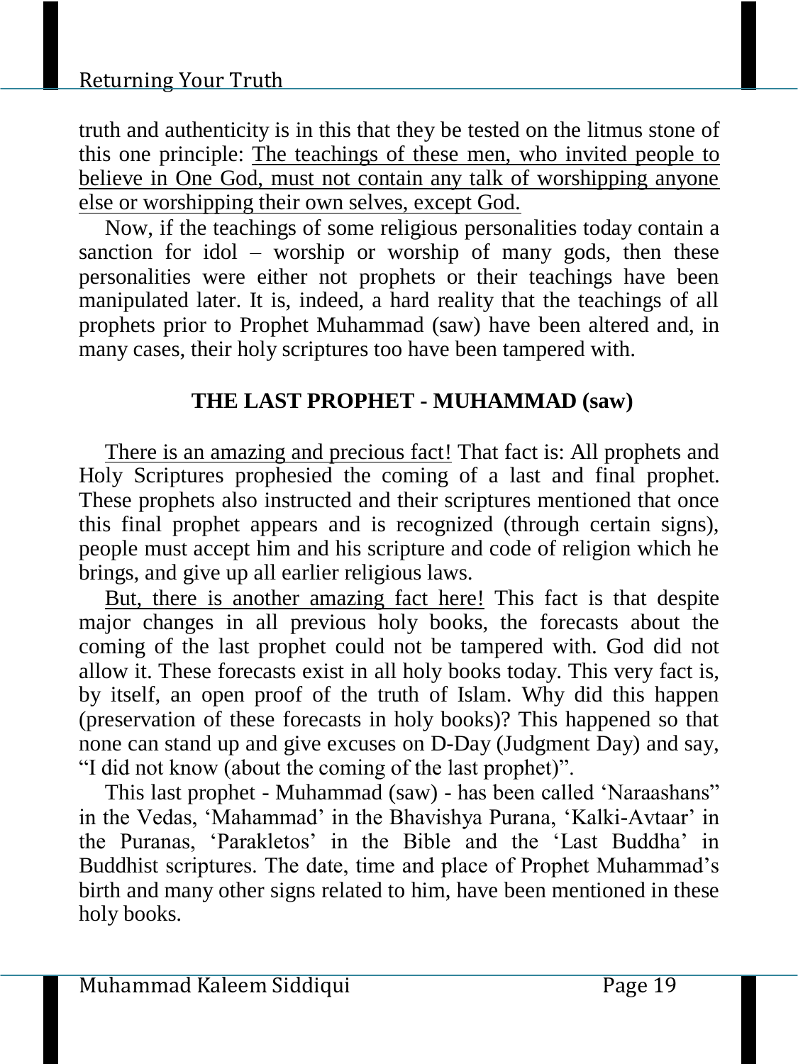truth and authenticity is in this that they be tested on the litmus stone of this one principle: <u>The teachings of these men, who invited people to believe in One God, must not contain any talk of worshipping anyone else or worshipping their own selves, except God.</u>

Now, if the teachings of some religious personalities today contain a sanction for idol – worship or worship of many gods, then these personalities were either not prophets or their teachings have been manipulated later. It is, indeed, a hard reality that the teachings of all prophets prior to Prophet Muhammad (saw) have been altered and, in many cases, their holy scriptures too have been tampered with.

## THE LAST PROPHET - MUHAMMAD (saw)

<u>There is an amazing and precious fact!</u> That fact is: All prophets and Holy Scriptures prophesied the coming of a last and final prophet. These prophets also instructed and their scriptures mentioned that once this final prophet appears and is recognized (through certain signs), people must accept him and his scripture and code of religion which he brings, and give up all earlier religious laws.

<u>But, there is another amazing fact here!</u> This fact is that despite major changes in all previous holy books, the forecasts about the coming of the last prophet could not be tampered with. God did not allow it. These forecasts exist in all holy books today. This very fact is, by itself, an open proof of the truth of Islam. Why did this happen (preservation of these forecasts in holy books)? This happened so that none can stand up and give excuses on D-Day (Judgment Day) and say, "I did not know (about the coming of the last prophet)".

This last prophet - Muhammad (saw) - has been called 'Naraashans" in the Vedas, 'Mahammad' in the Bhavishya Purana, 'Kalki-Avtaar' in the Puranas, 'Parakletos' in the Bible and the 'Last Buddha' in Buddhist scriptures. The date, time and place of Prophet Muhammad's birth and many other signs related to him, have been mentioned in these holy books.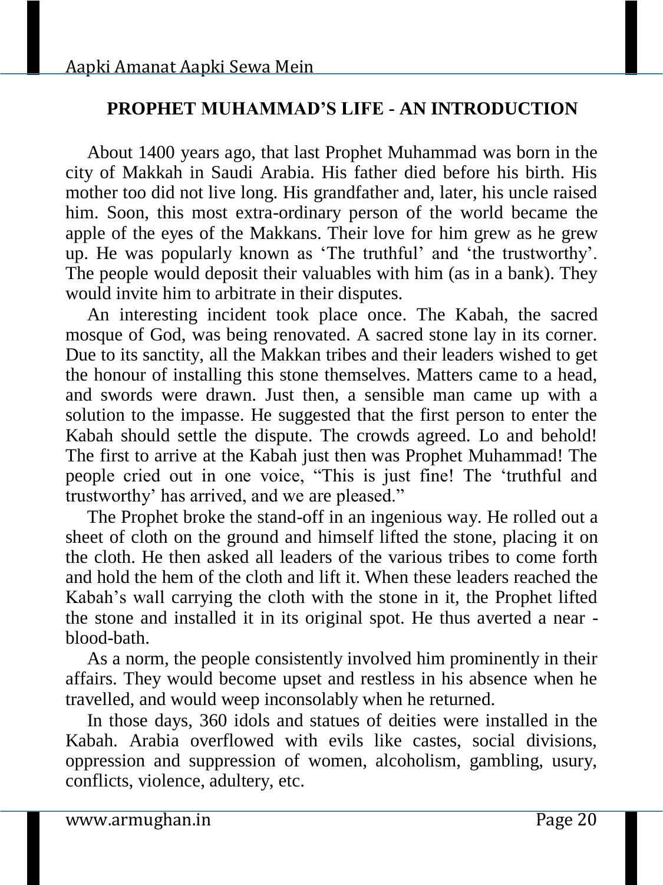## PROPHET MUHAMMAD'S LIFE - AN INTRODUCTION

About 1400 years ago, that last Prophet Muhammad was born in the city of Makkah in Saudi Arabia. His father died before his birth. His mother too did not live long. His grandfather and, later, his uncle raised him. Soon, this most extra-ordinary person of the world became the apple of the eyes of the Makkans. Their love for him grew as he grew up. He was popularly known as 'The truthful' and 'the trustworthy'. The people would deposit their valuables with him (as in a bank). They would invite him to arbitrate in their disputes.

An interesting incident took place once. The Kabah, the sacred mosque of God, was being renovated. A sacred stone lay in its corner. Due to its sanctity, all the Makkan tribes and their leaders wished to get the honour of installing this stone themselves. Matters came to a head, and swords were drawn. Just then, a sensible man came up with a solution to the impasse. He suggested that the first person to enter the Kabah should settle the dispute. The crowds agreed. Lo and behold! The first to arrive at the Kabah just then was Prophet Muhammad! The people cried out in one voice, "This is just fine! The 'truthful and trustworthy' has arrived, and we are pleased."

The Prophet broke the stand-off in an ingenious way. He rolled out a sheet of cloth on the ground and himself lifted the stone, placing it on the cloth. He then asked all leaders of the various tribes to come forth and hold the hem of the cloth and lift it. When these leaders reached the Kabah's wall carrying the cloth with the stone in it, the Prophet lifted the stone and installed it in its original spot. He thus averted a near - blood-bath.

As a norm, the people consistently involved him prominently in their affairs. They would become upset and restless in his absence when he travelled, and would weep inconsolably when he returned.

In those days, 360 idols and statues of deities were installed in the Kabah. Arabia overflowed with evils like castes, social divisions, oppression and suppression of women, alcoholism, gambling, usury, conflicts, violence, adultery, etc.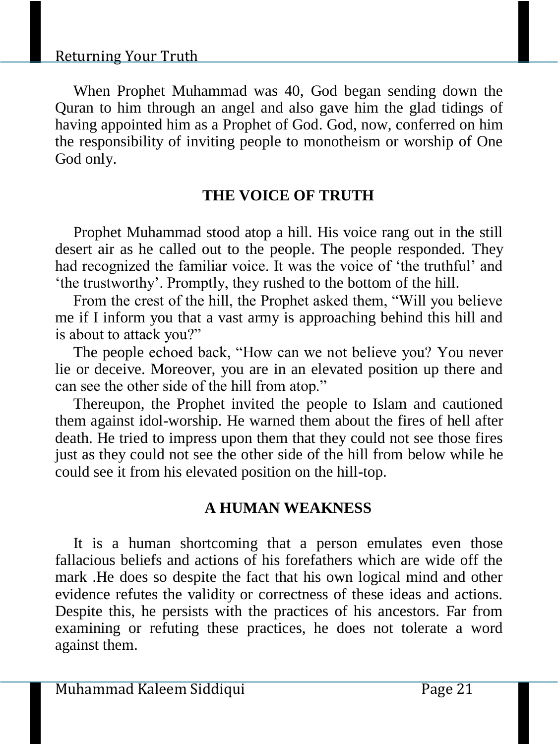When Prophet Muhammad was 40, God began sending down the Quran to him through an angel and also gave him the glad tidings of having appointed him as a Prophet of God. God, now, conferred on him the responsibility of inviting people to monotheism or worship of One God only.

## THE VOICE OF TRUTH

Prophet Muhammad stood atop a hill. His voice rang out in the still desert air as he called out to the people. The people responded. They had recognized the familiar voice. It was the voice of 'the truthful' and 'the trustworthy'. Promptly, they rushed to the bottom of the hill.

From the crest of the hill, the Prophet asked them, "Will you believe me if I inform you that a vast army is approaching behind this hill and is about to attack you?"

The people echoed back, "How can we not believe you? You never lie or deceive. Moreover, you are in an elevated position up there and can see the other side of the hill from atop."

Thereupon, the Prophet invited the people to Islam and cautioned them against idol-worship. He warned them about the fires of hell after death. He tried to impress upon them that they could not see those fires just as they could not see the other side of the hill from below while he could see it from his elevated position on the hill-top.

## A HUMAN WEAKNESS

It is a human shortcoming that a person emulates even those fallacious beliefs and actions of his forefathers which are wide off the mark .He does so despite the fact that his own logical mind and other evidence refutes the validity or correctness of these ideas and actions. Despite this, he persists with the practices of his ancestors. Far from examining or refuting these practices, he does not tolerate a word against them.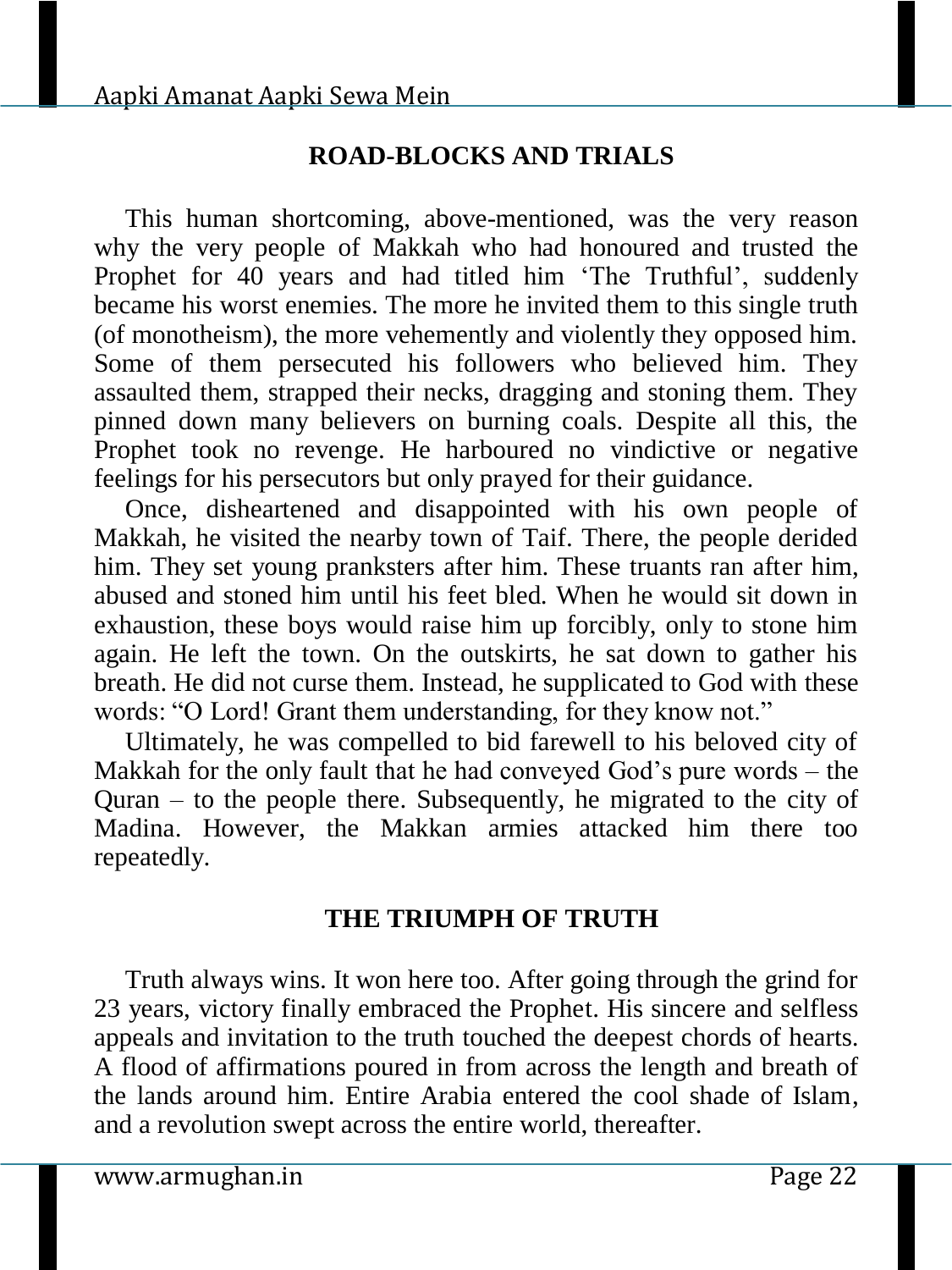## ROAD-BLOCKS AND TRIALS

This human shortcoming, above-mentioned, was the very reason why the very people of Makkah who had honoured and trusted the Prophet for 40 years and had titled him 'The Truthful', suddenly became his worst enemies. The more he invited them to this single truth (of monotheism), the more vehemently and violently they opposed him. Some of them persecuted his followers who believed him. They assaulted them, strapped their necks, dragging and stoning them. They pinned down many believers on burning coals. Despite all this, the Prophet took no revenge. He harboured no vindictive or negative feelings for his persecutors but only prayed for their guidance.

Once, disheartened and disappointed with his own people of Makkah, he visited the nearby town of Taif. There, the people derided him. They set young pranksters after him. These truants ran after him, abused and stoned him until his feet bled. When he would sit down in exhaustion, these boys would raise him up forcibly, only to stone him again. He left the town. On the outskirts, he sat down to gather his breath. He did not curse them. Instead, he supplicated to God with these words: "O Lord! Grant them understanding, for they know not."

Ultimately, he was compelled to bid farewell to his beloved city of Makkah for the only fault that he had conveyed God's pure words – the Quran – to the people there. Subsequently, he migrated to the city of Madina. However, the Makkan armies attacked him there too repeatedly.

## THE TRIUMPH OF TRUTH

Truth always wins. It won here too. After going through the grind for 23 years, victory finally embraced the Prophet. His sincere and selfless appeals and invitation to the truth touched the deepest chords of hearts. A flood of affirmations poured in from across the length and breath of the lands around him. Entire Arabia entered the cool shade of Islam, and a revolution swept across the entire world, thereafter.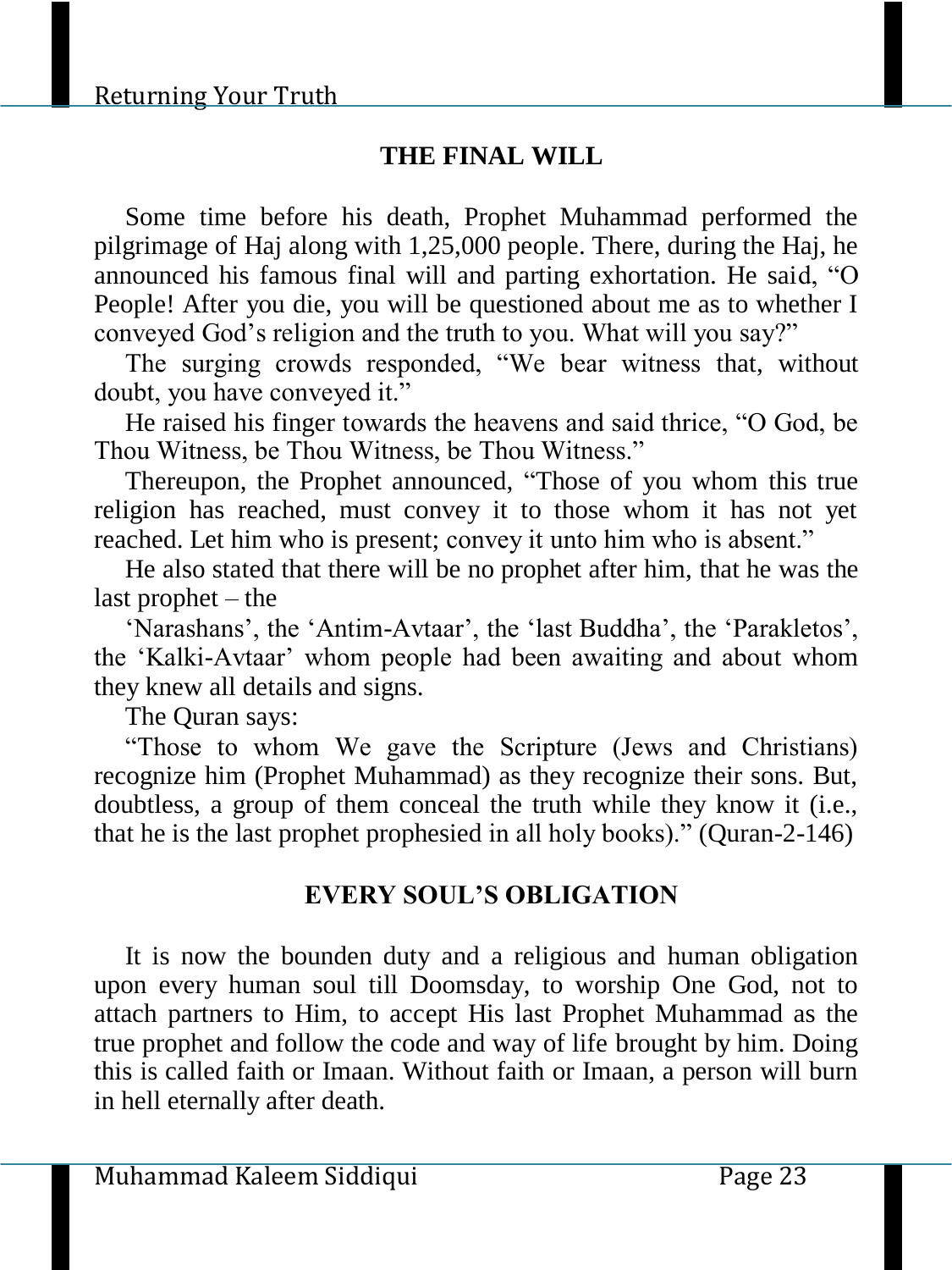## THE FINAL WILL

Some time before his death, Prophet Muhammad performed the pilgrimage of Haj along with 1,25,000 people. There, during the Haj, he announced his famous final will and parting exhortation. He said, "O People! After you die, you will be questioned about me as to whether I conveyed God's religion and the truth to you. What will you say?"

The surging crowds responded, "We bear witness that, without doubt, you have conveyed it."

He raised his finger towards the heavens and said thrice, "O God, be Thou Witness, be Thou Witness, be Thou Witness."

Thereupon, the Prophet announced, "Those of you whom this true religion has reached, must convey it to those whom it has not yet reached. Let him who is present; convey it unto him who is absent."

He also stated that there will be no prophet after him, that he was the last prophet – the

'Narashans', the 'Antim-Avtaar', the 'last Buddha', the 'Parakletos', the 'Kalki-Avtaar' whom people had been awaiting and about whom they knew all details and signs.

The Quran says:

"Those to whom We gave the Scripture (Jews and Christians) recognize him (Prophet Muhammad) as they recognize their sons. But, doubtless, a group of them conceal the truth while they know it (i.e., that he is the last prophet prophesied in all holy books)." (Quran-2-146)

## EVERY SOUL'S OBLIGATION

It is now the bounden duty and a religious and human obligation upon every human soul till Doomsday, to worship One God, not to attach partners to Him, to accept His last Prophet Muhammad as the true prophet and follow the code and way of life brought by him. Doing this is called faith or Imaan. Without faith or Imaan, a person will burn in hell eternally after death.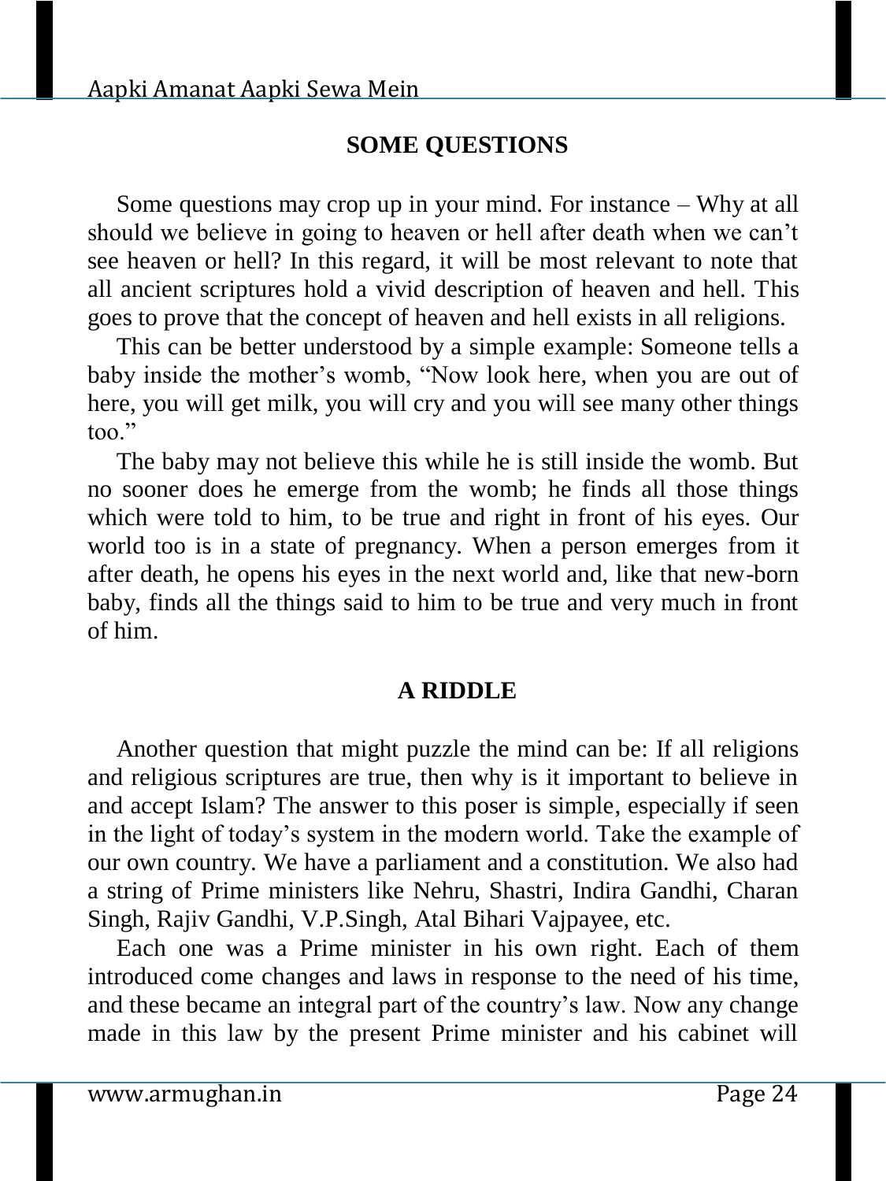## SOME QUESTIONS

Some questions may crop up in your mind. For instance – Why at all should we believe in going to heaven or hell after death when we can't see heaven or hell? In this regard, it will be most relevant to note that all ancient scriptures hold a vivid description of heaven and hell. This goes to prove that the concept of heaven and hell exists in all religions.

This can be better understood by a simple example: Someone tells a baby inside the mother's womb, "Now look here, when you are out of here, you will get milk, you will cry and you will see many other things too."

The baby may not believe this while he is still inside the womb. But no sooner does he emerge from the womb; he finds all those things which were told to him, to be true and right in front of his eyes. Our world too is in a state of pregnancy. When a person emerges from it after death, he opens his eyes in the next world and, like that new-born baby, finds all the things said to him to be true and very much in front of him.

## A RIDDLE

Another question that might puzzle the mind can be: If all religions and religious scriptures are true, then why is it important to believe in and accept Islam? The answer to this poser is simple, especially if seen in the light of today's system in the modern world. Take the example of our own country. We have a parliament and a constitution. We also had a string of Prime ministers like Nehru, Shastri, Indira Gandhi, Charan Singh, Rajiv Gandhi, V.P.Singh, Atal Bihari Vajpayee, etc.

Each one was a Prime minister in his own right. Each of them introduced come changes and laws in response to the need of his time, and these became an integral part of the country's law. Now any change made in this law by the present Prime minister and his cabinet will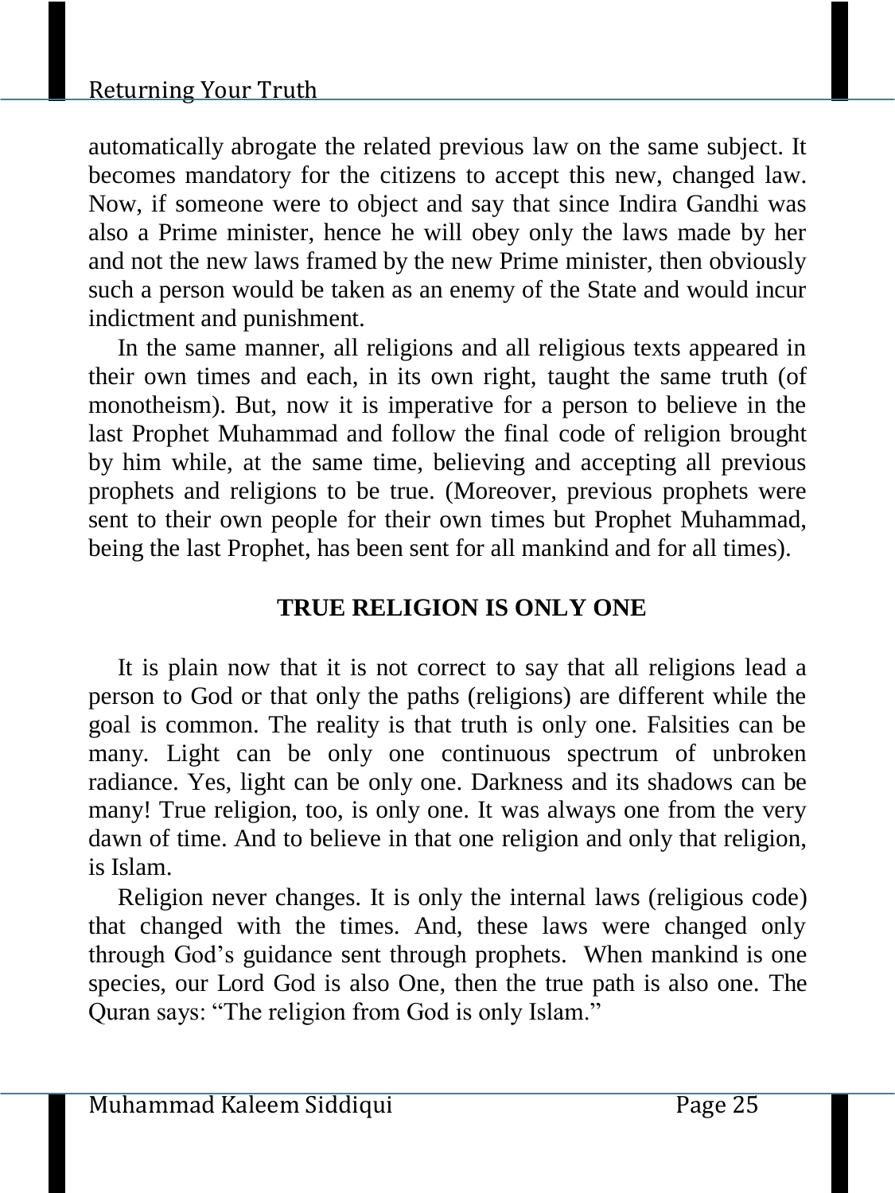automatically abrogate the related previous law on the same subject. It becomes mandatory for the citizens to accept this new, changed law. Now, if someone were to object and say that since Indira Gandhi was also a Prime minister, hence he will obey only the laws made by her and not the new laws framed by the new Prime minister, then obviously such a person would be taken as an enemy of the State and would incur indictment and punishment.

In the same manner, all religions and all religious texts appeared in their own times and each, in its own right, taught the same truth (of monotheism). But, now it is imperative for a person to believe in the last Prophet Muhammad and follow the final code of religion brought by him while, at the same time, believing and accepting all previous prophets and religions to be true. (Moreover, previous prophets were sent to their own people for their own times but Prophet Muhammad, being the last Prophet, has been sent for all mankind and for all times).

## TRUE RELIGION IS ONLY ONE

It is plain now that it is not correct to say that all religions lead a person to God or that only the paths (religions) are different while the goal is common. The reality is that truth is only one. Falsities can be many. Light can be only one continuous spectrum of unbroken radiance. Yes, light can be only one. Darkness and its shadows can be many! True religion, too, is only one. It was always one from the very dawn of time. And to believe in that one religion and only that religion, is Islam.

Religion never changes. It is only the internal laws (religious code) that changed with the times. And, these laws were changed only through God's guidance sent through prophets. When mankind is one species, our Lord God is also One, then the true path is also one. The Quran says: "The religion from God is only Islam."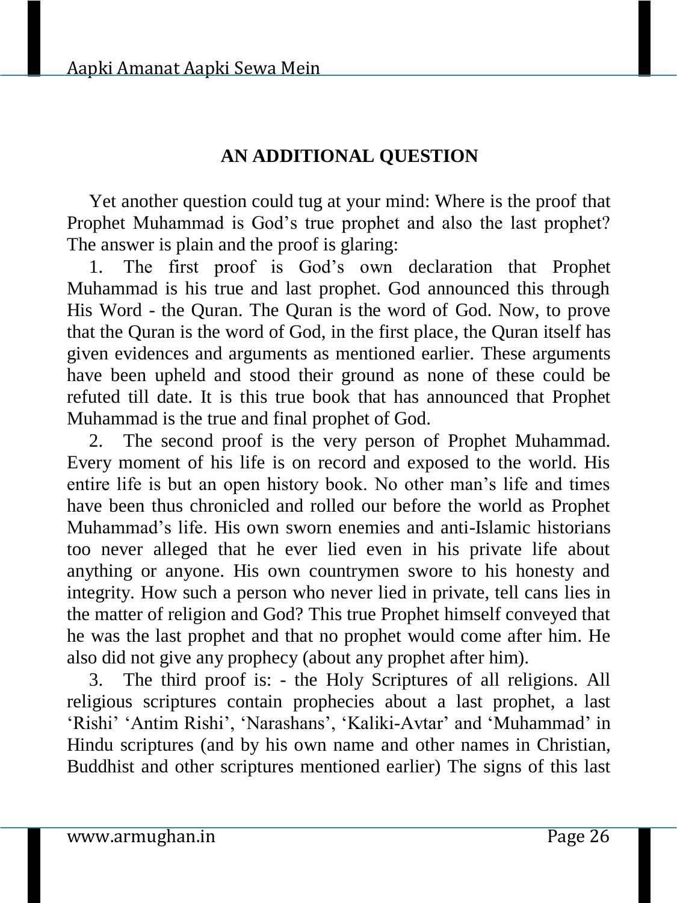## AN ADDITIONAL QUESTION

Yet another question could tug at your mind: Where is the proof that Prophet Muhammad is God's true prophet and also the last prophet? The answer is plain and the proof is glaring:

1. The first proof is God's own declaration that Prophet Muhammad is his true and last prophet. God announced this through His Word - the Quran. The Quran is the word of God. Now, to prove that the Quran is the word of God, in the first place, the Quran itself has given evidences and arguments as mentioned earlier. These arguments have been upheld and stood their ground as none of these could be refuted till date. It is this true book that has announced that Prophet Muhammad is the true and final prophet of God.

2. The second proof is the very person of Prophet Muhammad. Every moment of his life is on record and exposed to the world. His entire life is but an open history book. No other man's life and times have been thus chronicled and rolled our before the world as Prophet Muhammad's life. His own sworn enemies and anti-Islamic historians too never alleged that he ever lied even in his private life about anything or anyone. His own countrymen swore to his honesty and integrity. How such a person who never lied in private, tell cans lies in the matter of religion and God? This true Prophet himself conveyed that he was the last prophet and that no prophet would come after him. He also did not give any prophecy (about any prophet after him).

3. The third proof is: - the Holy Scriptures of all religions. All religious scriptures contain prophecies about a last prophet, a last 'Rishi' 'Antim Rishi', 'Narashans', 'Kaliki-Avtar' and 'Muhammad' in Hindu scriptures (and by his own name and other names in Christian, Buddhist and other scriptures mentioned earlier) The signs of this last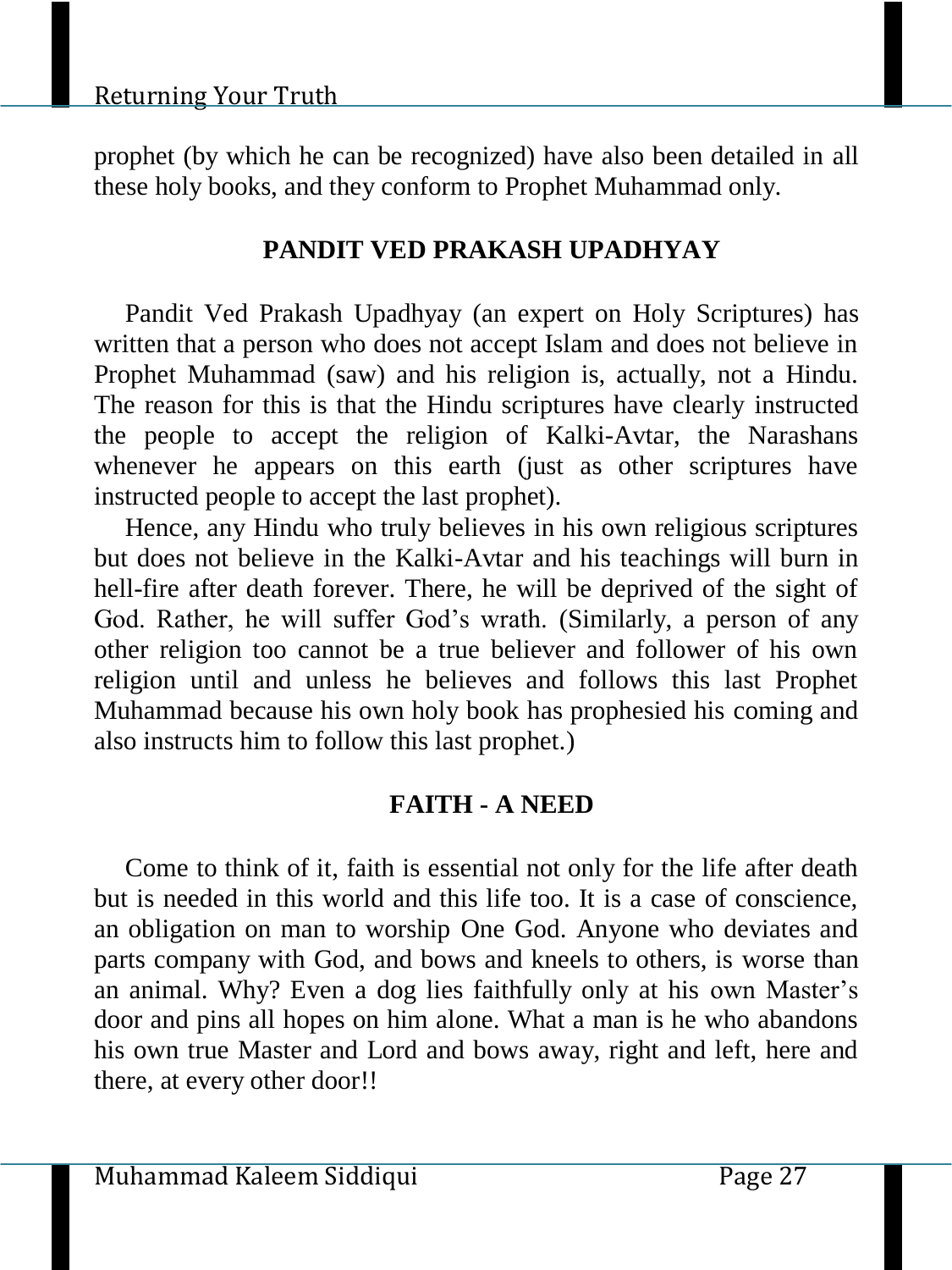prophet (by which he can be recognized) have also been detailed in all these holy books, and they conform to Prophet Muhammad only.

## PANDIT VED PRAKASH UPADHYAY

Pandit Ved Prakash Upadhyay (an expert on Holy Scriptures) has written that a person who does not accept Islam and does not believe in Prophet Muhammad (saw) and his religion is, actually, not a Hindu. The reason for this is that the Hindu scriptures have clearly instructed the people to accept the religion of Kalki-Avtar, the Narashans whenever he appears on this earth (just as other scriptures have instructed people to accept the last prophet).

Hence, any Hindu who truly believes in his own religious scriptures but does not believe in the Kalki-Avtar and his teachings will burn in hell-fire after death forever. There, he will be deprived of the sight of God. Rather, he will suffer God's wrath. (Similarly, a person of any other religion too cannot be a true believer and follower of his own religion until and unless he believes and follows this last Prophet Muhammad because his own holy book has prophesied his coming and also instructs him to follow this last prophet.)

## FAITH - A NEED

Come to think of it, faith is essential not only for the life after death but is needed in this world and this life too. It is a case of conscience, an obligation on man to worship One God. Anyone who deviates and parts company with God, and bows and kneels to others, is worse than an animal. Why? Even a dog lies faithfully only at his own Master's door and pins all hopes on him alone. What a man is he who abandons his own true Master and Lord and bows away, right and left, here and there, at every other door!!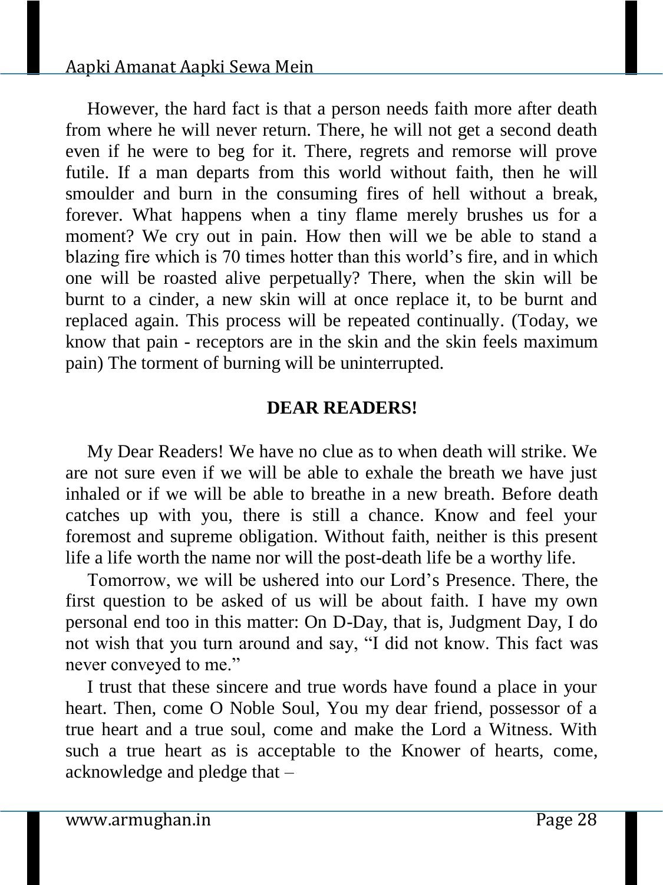However, the hard fact is that a person needs faith more after death from where he will never return. There, he will not get a second death even if he were to beg for it. There, regrets and remorse will prove futile. If a man departs from this world without faith, then he will smoulder and burn in the consuming fires of hell without a break, forever. What happens when a tiny flame merely brushes us for a moment? We cry out in pain. How then will we be able to stand a blazing fire which is 70 times hotter than this world's fire, and in which one will be roasted alive perpetually? There, when the skin will be burnt to a cinder, a new skin will at once replace it, to be burnt and replaced again. This process will be repeated continually. (Today, we know that pain - receptors are in the skin and the skin feels maximum pain) The torment of burning will be uninterrupted.

## DEAR READERS!

My Dear Readers! We have no clue as to when death will strike. We are not sure even if we will be able to exhale the breath we have just inhaled or if we will be able to breathe in a new breath. Before death catches up with you, there is still a chance. Know and feel your foremost and supreme obligation. Without faith, neither is this present life a life worth the name nor will the post-death life be a worthy life.

Tomorrow, we will be ushered into our Lord's Presence. There, the first question to be asked of us will be about faith. I have my own personal end too in this matter: On D-Day, that is, Judgment Day, I do not wish that you turn around and say, "I did not know. This fact was never conveyed to me."

I trust that these sincere and true words have found a place in your heart. Then, come O Noble Soul, You my dear friend, possessor of a true heart and a true soul, come and make the Lord a Witness. With such a true heart as is acceptable to the Knower of hearts, come, acknowledge and pledge that –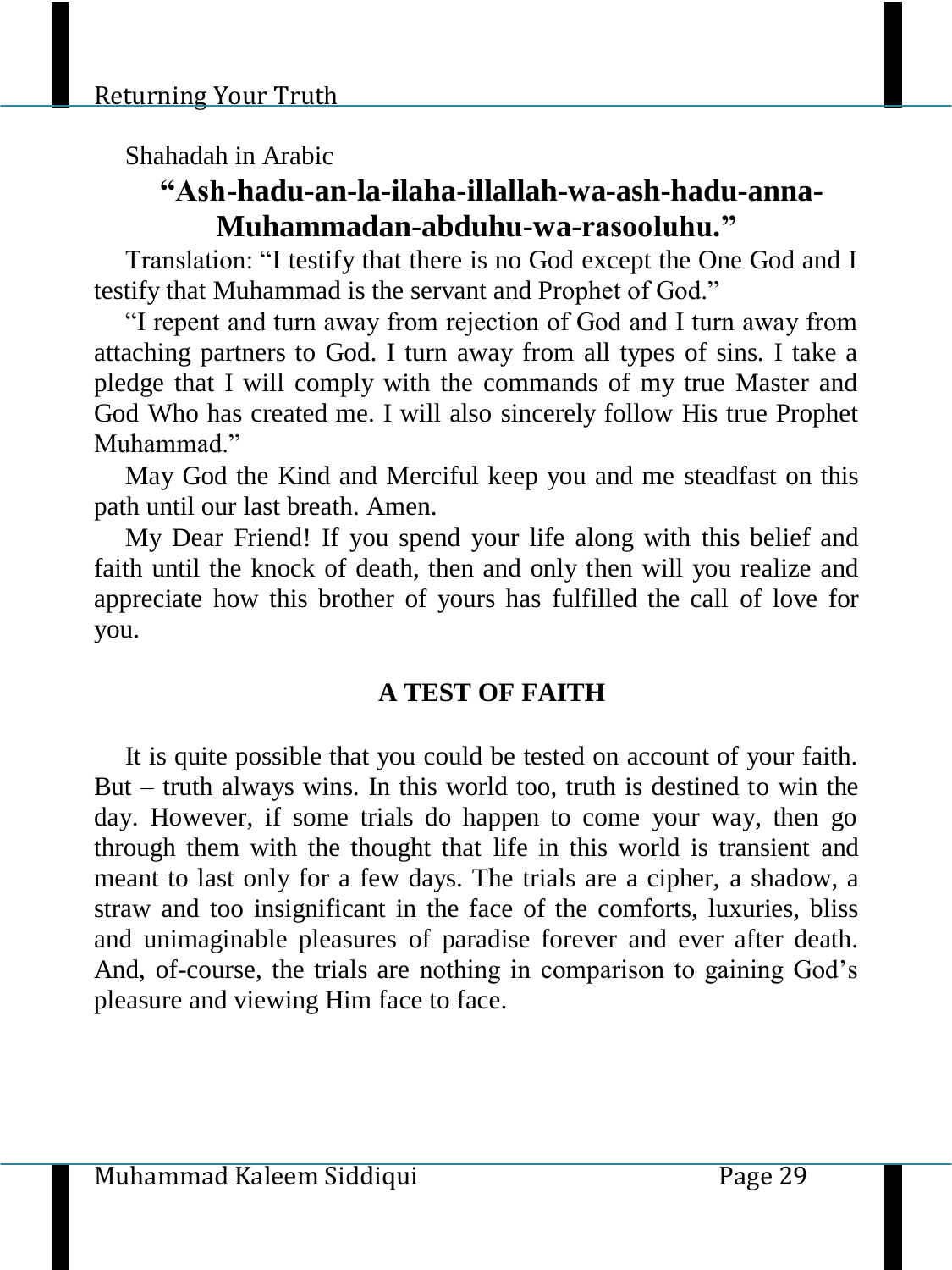Shahadah in Arabic

**“Ash-hadu-an-la-ilaha-illallah-wa-ash-hadu-anna-Muhammadan-abduhu-wa-rasooluhu.”**

Translation: “I testify that there is no God except the One God and I testify that Muhammad is the servant and Prophet of God.”

“I repent and turn away from rejection of God and I turn away from attaching partners to God. I turn away from all types of sins. I take a pledge that I will comply with the commands of my true Master and God Who has created me. I will also sincerely follow His true Prophet Muhammad.”

May God the Kind and Merciful keep you and me steadfast on this path until our last breath. Amen.

My Dear Friend! If you spend your life along with this belief and faith until the knock of death, then and only then will you realize and appreciate how this brother of yours has fulfilled the call of love for you.

## A TEST OF FAITH

It is quite possible that you could be tested on account of your faith. But – truth always wins. In this world too, truth is destined to win the day. However, if some trials do happen to come your way, then go through them with the thought that life in this world is transient and meant to last only for a few days. The trials are a cipher, a shadow, a straw and too insignificant in the face of the comforts, luxuries, bliss and unimaginable pleasures of paradise forever and ever after death. And, of-course, the trials are nothing in comparison to gaining God’s pleasure and viewing Him face to face.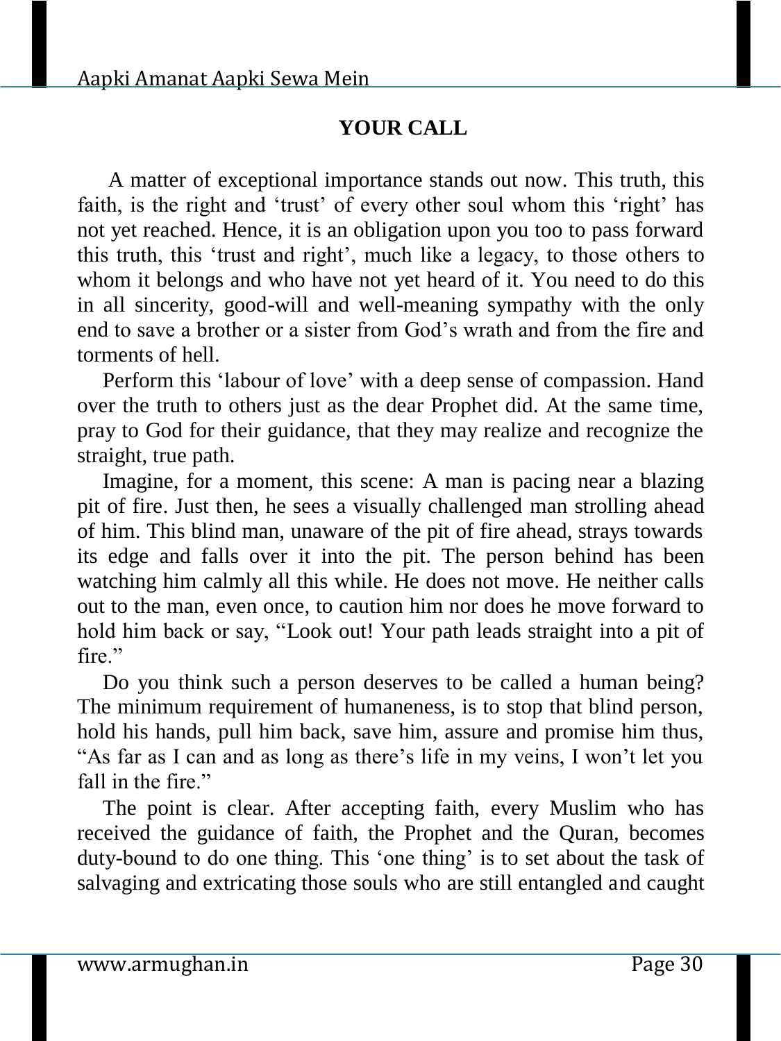## YOUR CALL

A matter of exceptional importance stands out now. This truth, this faith, is the right and 'trust' of every other soul whom this 'right' has not yet reached. Hence, it is an obligation upon you too to pass forward this truth, this 'trust and right', much like a legacy, to those others to whom it belongs and who have not yet heard of it. You need to do this in all sincerity, good-will and well-meaning sympathy with the only end to save a brother or a sister from God's wrath and from the fire and torments of hell.

Perform this 'labour of love' with a deep sense of compassion. Hand over the truth to others just as the dear Prophet did. At the same time, pray to God for their guidance, that they may realize and recognize the straight, true path.

Imagine, for a moment, this scene: A man is pacing near a blazing pit of fire. Just then, he sees a visually challenged man strolling ahead of him. This blind man, unaware of the pit of fire ahead, strays towards its edge and falls over it into the pit. The person behind has been watching him calmly all this while. He does not move. He neither calls out to the man, even once, to caution him nor does he move forward to hold him back or say, "Look out! Your path leads straight into a pit of fire."

Do you think such a person deserves to be called a human being? The minimum requirement of humaneness, is to stop that blind person, hold his hands, pull him back, save him, assure and promise him thus, "As far as I can and as long as there's life in my veins, I won't let you fall in the fire."

The point is clear. After accepting faith, every Muslim who has received the guidance of faith, the Prophet and the Quran, becomes duty-bound to do one thing. This 'one thing' is to set about the task of salvaging and extricating those souls who are still entangled and caught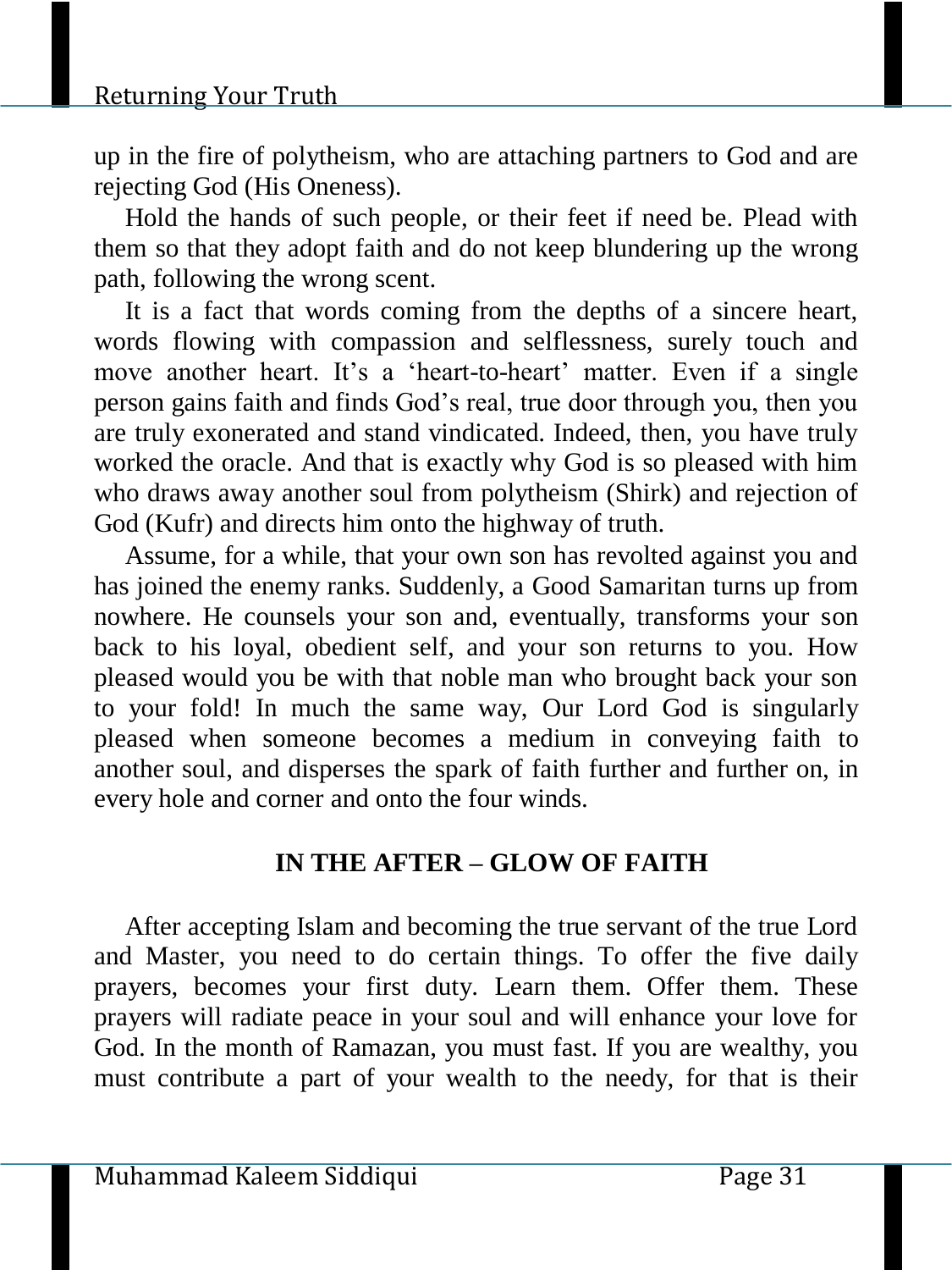up in the fire of polytheism, who are attaching partners to God and are rejecting God (His Oneness).

Hold the hands of such people, or their feet if need be. Plead with them so that they adopt faith and do not keep blundering up the wrong path, following the wrong scent.

It is a fact that words coming from the depths of a sincere heart, words flowing with compassion and selflessness, surely touch and move another heart. It's a 'heart-to-heart' matter. Even if a single person gains faith and finds God's real, true door through you, then you are truly exonerated and stand vindicated. Indeed, then, you have truly worked the oracle. And that is exactly why God is so pleased with him who draws away another soul from polytheism (Shirk) and rejection of God (Kufr) and directs him onto the highway of truth.

Assume, for a while, that your own son has revolted against you and has joined the enemy ranks. Suddenly, a Good Samaritan turns up from nowhere. He counsels your son and, eventually, transforms your son back to his loyal, obedient self, and your son returns to you. How pleased would you be with that noble man who brought back your son to your fold! In much the same way, Our Lord God is singularly pleased when someone becomes a medium in conveying faith to another soul, and disperses the spark of faith further and further on, in every hole and corner and onto the four winds.

## IN THE AFTER – GLOW OF FAITH

After accepting Islam and becoming the true servant of the true Lord and Master, you need to do certain things. To offer the five daily prayers, becomes your first duty. Learn them. Offer them. These prayers will radiate peace in your soul and will enhance your love for God. In the month of Ramazan, you must fast. If you are wealthy, you must contribute a part of your wealth to the needy, for that is their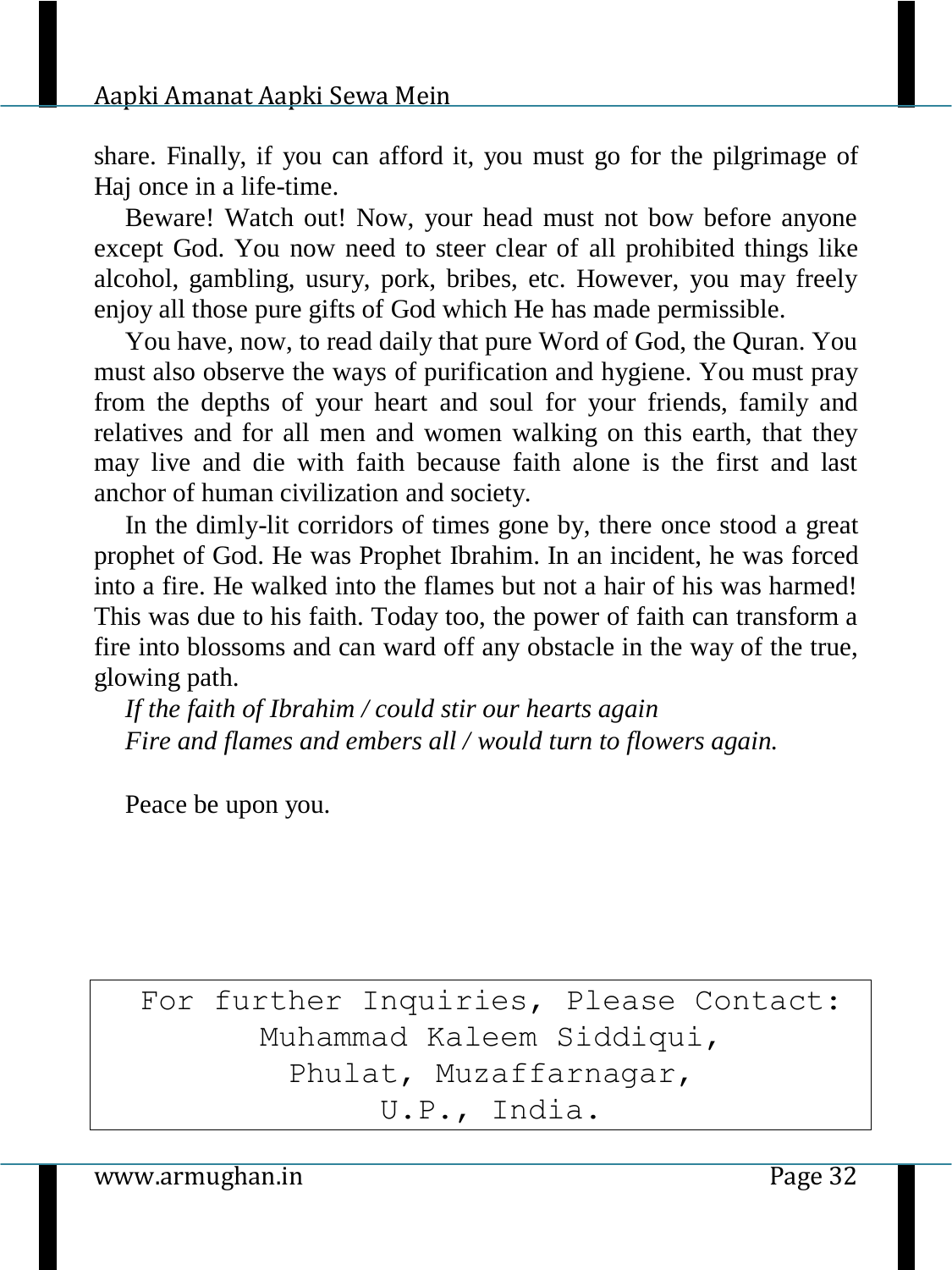share. Finally, if you can afford it, you must go for the pilgrimage of Haj once in a life-time.

Beware! Watch out! Now, your head must not bow before anyone except God. You now need to steer clear of all prohibited things like alcohol, gambling, usury, pork, bribes, etc. However, you may freely enjoy all those pure gifts of God which He has made permissible.

You have, now, to read daily that pure Word of God, the Quran. You must also observe the ways of purification and hygiene. You must pray from the depths of your heart and soul for your friends, family and relatives and for all men and women walking on this earth, that they may live and die with faith because faith alone is the first and last anchor of human civilization and society.

In the dimly-lit corridors of times gone by, there once stood a great prophet of God. He was Prophet Ibrahim. In an incident, he was forced into a fire. He walked into the flames but not a hair of his was harmed! This was due to his faith. Today too, the power of faith can transform a fire into blossoms and can ward off any obstacle in the way of the true, glowing path.

*If the faith of Ibrahim / could stir our hearts again*
*Fire and flames and embers all / would turn to flowers again.*

Peace be upon you.

```
For further Inquiries, Please Contact:
Muhammad Kaleem Siddiqui,
Phulat, Muzaffarnagar,
U.P., India.
```